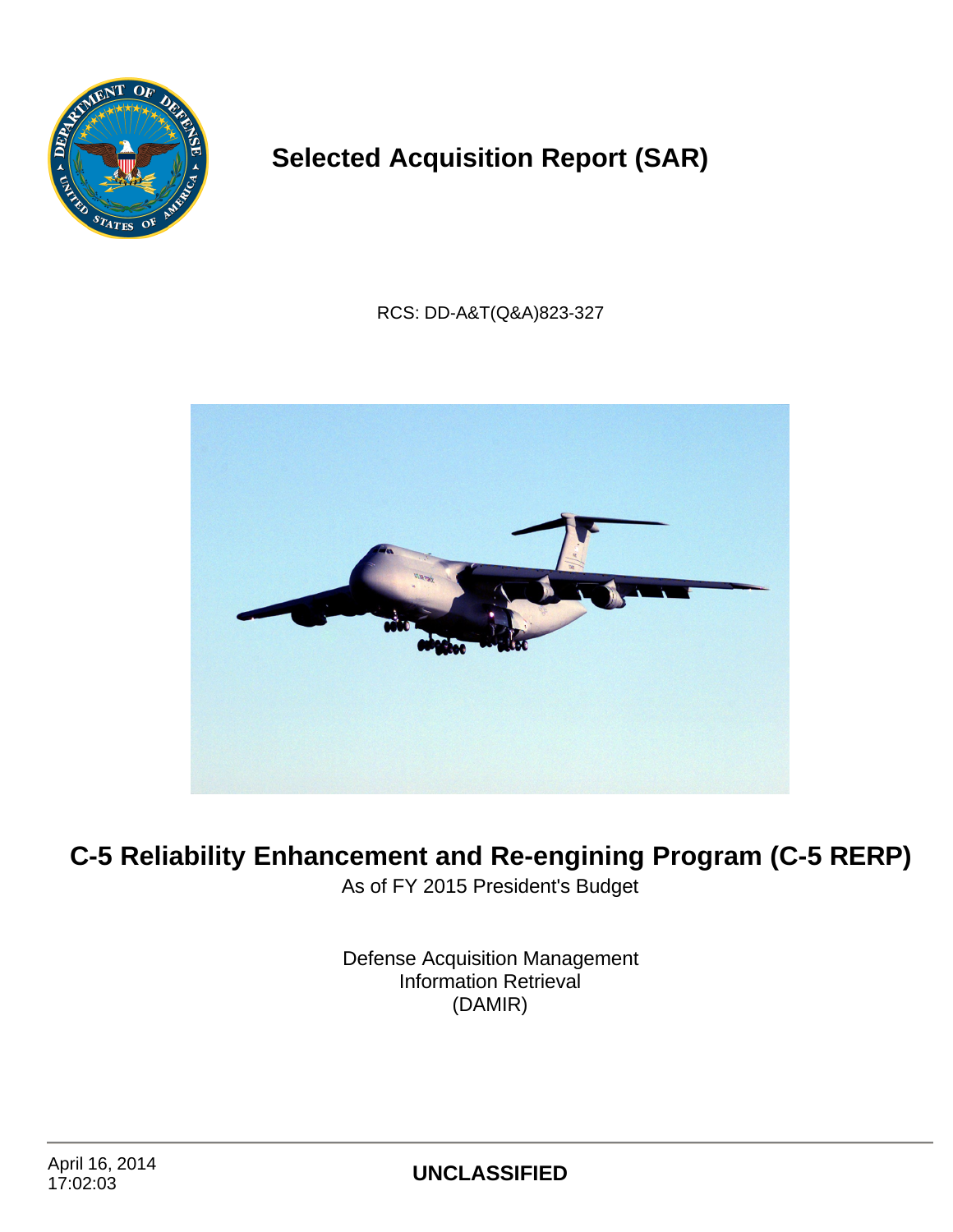# Selected Acquisition Report (SAR)

RCS: DD-A&T(Q&A)823-327

# C-5 Reliability Enhancement and Re-engining Program (C-5 RERP)

As of FY 2015 President's Budget

Defense Acquisition Management
Information Retrieval
(DAMIR)

April 16, 2014
17:02:03

**UNCLASSIFIED**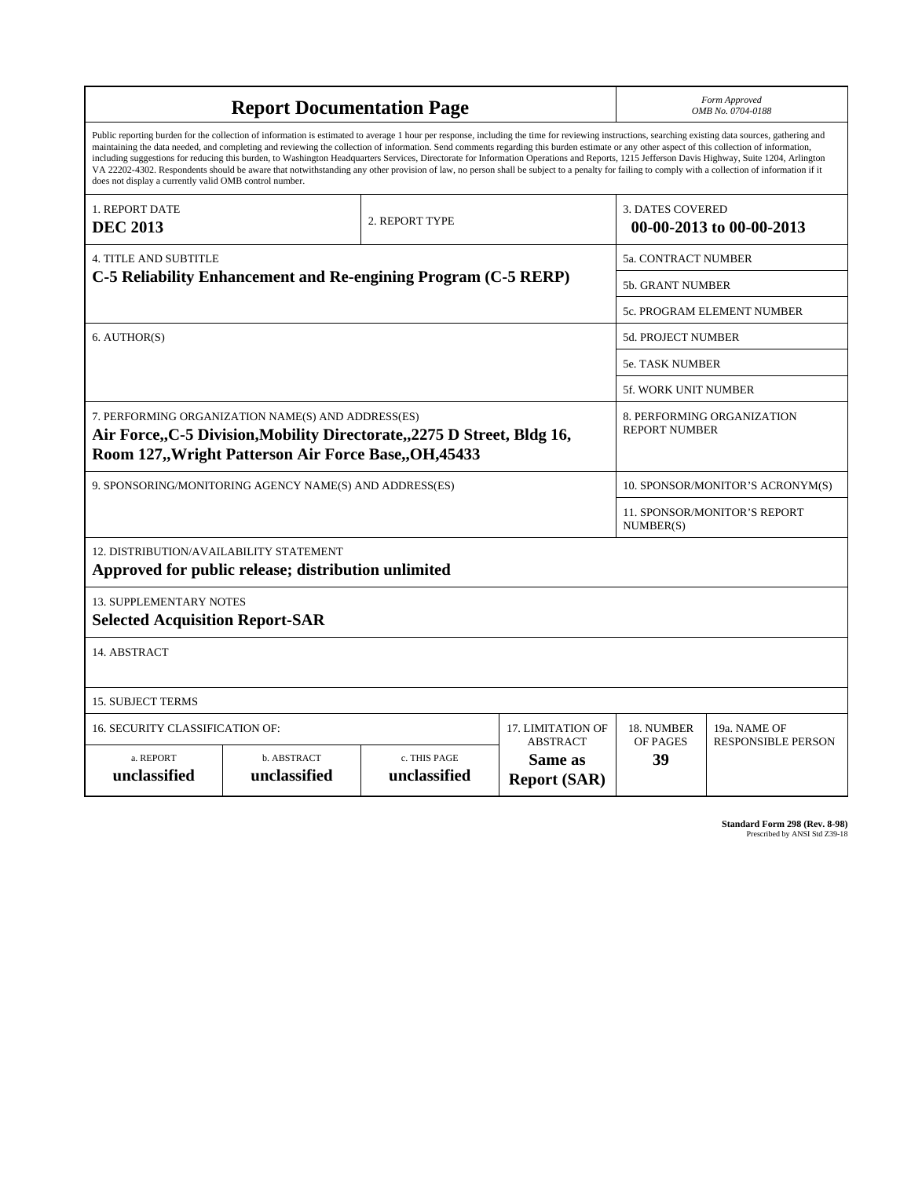# Report Documentation Page

*Form Approved*
*OMB No. 0704-0188*

Public reporting burden for the collection of information is estimated to average 1 hour per response, including the time for reviewing instructions, searching existing data sources, gathering and maintaining the data needed, and completing and reviewing the collection of information. Send comments regarding this burden estimate or any other aspect of this collection of information, including suggestions for reducing this burden, to Washington Headquarters Services, Directorate for Information Operations and Reports, 1215 Jefferson Davis Highway, Suite 1204, Arlington VA 22202-4302. Respondents should be aware that notwithstanding any other provision of law, no person shall be subject to a penalty for failing to comply with a collection of information if it does not display a currently valid OMB control number.

| 1. REPORT DATE | 2. REPORT TYPE | 3. DATES COVERED |
|---|---|---|
| **DEC 2013** | | **00-00-2013 to 00-00-2013** |

| 4. TITLE AND SUBTITLE | |
|---|---|
| **C-5 Reliability Enhancement and Re-engining Program (C-5 RERP)** | 5a. CONTRACT NUMBER |
| | 5b. GRANT NUMBER |
| | 5c. PROGRAM ELEMENT NUMBER |
| 6. AUTHOR(S) | 5d. PROJECT NUMBER |
| | 5e. TASK NUMBER |
| | 5f. WORK UNIT NUMBER |
| 7. PERFORMING ORGANIZATION NAME(S) AND ADDRESS(ES) **Air Force,,C-5 Division,Mobility Directorate,,2275 D Street, Bldg 16, Room 127,,Wright Patterson Air Force Base,,OH,45433** | 8. PERFORMING ORGANIZATION REPORT NUMBER |
| 9. SPONSORING/MONITORING AGENCY NAME(S) AND ADDRESS(ES) | 10. SPONSOR/MONITOR'S ACRONYM(S) |
| | 11. SPONSOR/MONITOR'S REPORT NUMBER(S) |

12. DISTRIBUTION/AVAILABILITY STATEMENT
**Approved for public release; distribution unlimited**

13. SUPPLEMENTARY NOTES
**Selected Acquisition Report-SAR**

14. ABSTRACT

15. SUBJECT TERMS

| 16. SECURITY CLASSIFICATION OF: | | | 17. LIMITATION OF ABSTRACT | 18. NUMBER OF PAGES | 19a. NAME OF RESPONSIBLE PERSON |
|---|---|---|---|---|---|
| a. REPORT **unclassified** | b. ABSTRACT **unclassified** | c. THIS PAGE **unclassified** | **Same as Report (SAR)** | **39** | |

**Standard Form 298 (Rev. 8-98)**
Prescribed by ANSI Std Z39-18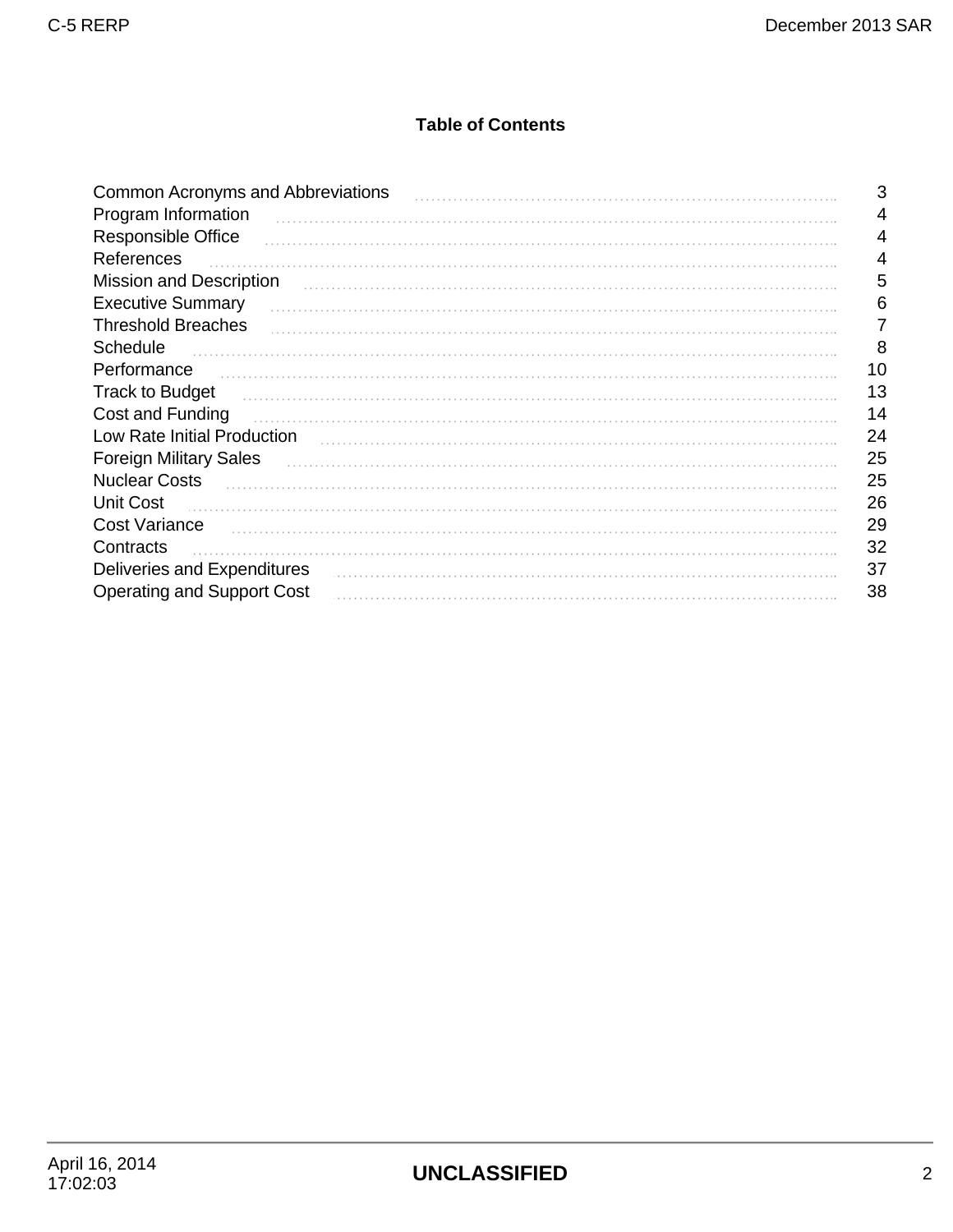## Table of Contents

| | |
|---|---|
| Common Acronyms and Abbreviations | 3 |
| Program Information | 4 |
| Responsible Office | 4 |
| References | 4 |
| Mission and Description | 5 |
| Executive Summary | 6 |
| Threshold Breaches | 7 |
| Schedule | 8 |
| Performance | 10 |
| Track to Budget | 13 |
| Cost and Funding | 14 |
| Low Rate Initial Production | 24 |
| Foreign Military Sales | 25 |
| Nuclear Costs | 25 |
| Unit Cost | 26 |
| Cost Variance | 29 |
| Contracts | 32 |
| Deliveries and Expenditures | 37 |
| Operating and Support Cost | 38 |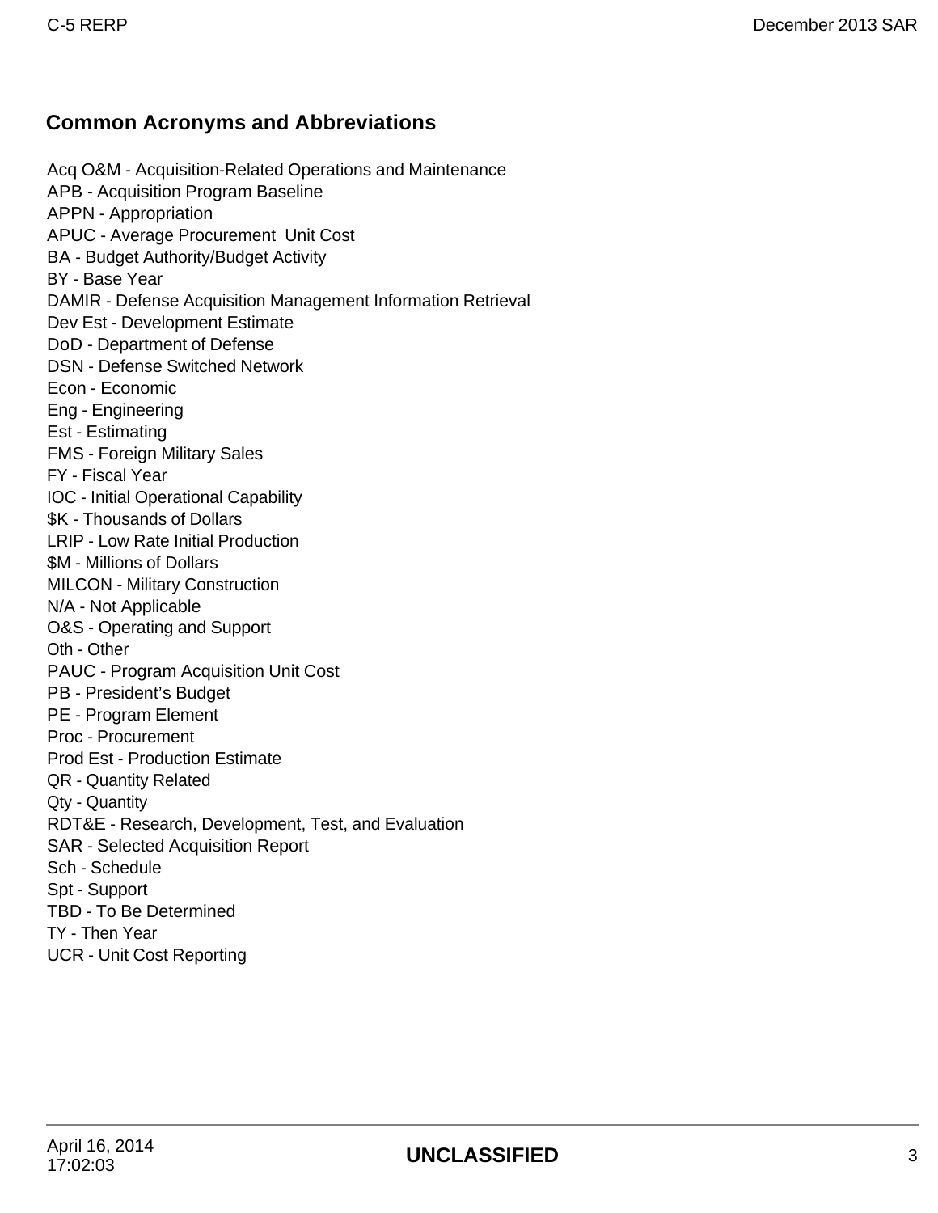## Common Acronyms and Abbreviations

Acq O&M - Acquisition-Related Operations and Maintenance
APB - Acquisition Program Baseline
APPN - Appropriation
APUC - Average Procurement  Unit Cost
BA - Budget Authority/Budget Activity
BY - Base Year
DAMIR - Defense Acquisition Management Information Retrieval
Dev Est - Development Estimate
DoD - Department of Defense
DSN - Defense Switched Network
Econ - Economic
Eng - Engineering
Est - Estimating
FMS - Foreign Military Sales
FY - Fiscal Year
IOC - Initial Operational Capability
$K - Thousands of Dollars
LRIP - Low Rate Initial Production
$M - Millions of Dollars
MILCON - Military Construction
N/A - Not Applicable
O&S - Operating and Support
Oth - Other
PAUC - Program Acquisition Unit Cost
PB - President's Budget
PE - Program Element
Proc - Procurement
Prod Est - Production Estimate
QR - Quantity Related
Qty - Quantity
RDT&E - Research, Development, Test, and Evaluation
SAR - Selected Acquisition Report
Sch - Schedule
Spt - Support
TBD - To Be Determined
TY - Then Year
UCR - Unit Cost Reporting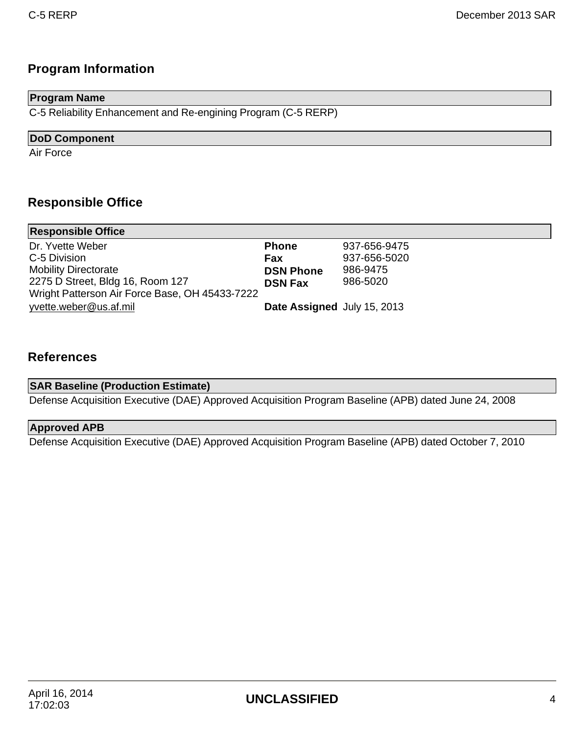## Program Information

**Program Name**

C-5 Reliability Enhancement and Re-engining Program (C-5 RERP)

**DoD Component**

Air Force

## Responsible Office

**Responsible Office**

| | | |
|---|---|---|
| Dr. Yvette Weber | **Phone** | 937-656-9475 |
| C-5 Division | **Fax** | 937-656-5020 |
| Mobility Directorate | **DSN Phone** | 986-9475 |
| 2275 D Street, Bldg 16, Room 127 | **DSN Fax** | 986-5020 |
| Wright Patterson Air Force Base, OH 45433-7222 | | |
| yvette.weber@us.af.mil | **Date Assigned** | July 15, 2013 |

## References

**SAR Baseline (Production Estimate)**

Defense Acquisition Executive (DAE) Approved Acquisition Program Baseline (APB) dated June 24, 2008

**Approved APB**

Defense Acquisition Executive (DAE) Approved Acquisition Program Baseline (APB) dated October 7, 2010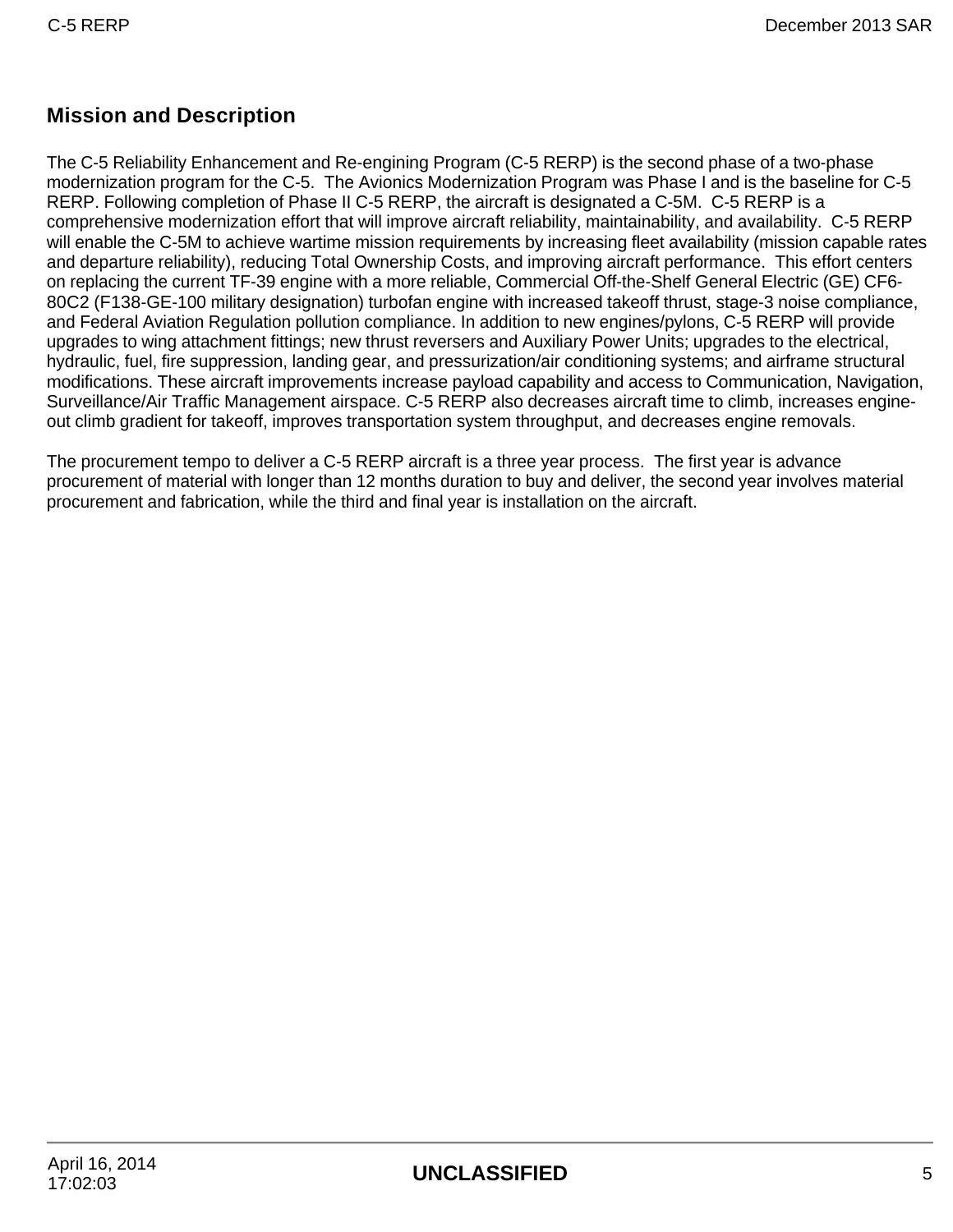## Mission and Description

The C-5 Reliability Enhancement and Re-engining Program (C-5 RERP) is the second phase of a two-phase modernization program for the C-5. The Avionics Modernization Program was Phase I and is the baseline for C-5 RERP. Following completion of Phase II C-5 RERP, the aircraft is designated a C-5M. C-5 RERP is a comprehensive modernization effort that will improve aircraft reliability, maintainability, and availability. C-5 RERP will enable the C-5M to achieve wartime mission requirements by increasing fleet availability (mission capable rates and departure reliability), reducing Total Ownership Costs, and improving aircraft performance. This effort centers on replacing the current TF-39 engine with a more reliable, Commercial Off-the-Shelf General Electric (GE) CF6-80C2 (F138-GE-100 military designation) turbofan engine with increased takeoff thrust, stage-3 noise compliance, and Federal Aviation Regulation pollution compliance. In addition to new engines/pylons, C-5 RERP will provide upgrades to wing attachment fittings; new thrust reversers and Auxiliary Power Units; upgrades to the electrical, hydraulic, fuel, fire suppression, landing gear, and pressurization/air conditioning systems; and airframe structural modifications. These aircraft improvements increase payload capability and access to Communication, Navigation, Surveillance/Air Traffic Management airspace. C-5 RERP also decreases aircraft time to climb, increases engine-out climb gradient for takeoff, improves transportation system throughput, and decreases engine removals.

The procurement tempo to deliver a C-5 RERP aircraft is a three year process. The first year is advance procurement of material with longer than 12 months duration to buy and deliver, the second year involves material procurement and fabrication, while the third and final year is installation on the aircraft.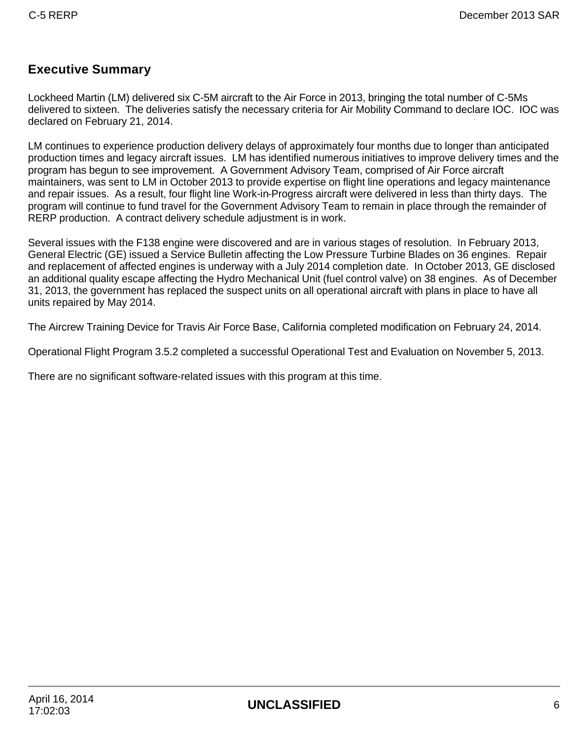## Executive Summary

Lockheed Martin (LM) delivered six C-5M aircraft to the Air Force in 2013, bringing the total number of C-5Ms delivered to sixteen. The deliveries satisfy the necessary criteria for Air Mobility Command to declare IOC. IOC was declared on February 21, 2014.

LM continues to experience production delivery delays of approximately four months due to longer than anticipated production times and legacy aircraft issues. LM has identified numerous initiatives to improve delivery times and the program has begun to see improvement. A Government Advisory Team, comprised of Air Force aircraft maintainers, was sent to LM in October 2013 to provide expertise on flight line operations and legacy maintenance and repair issues. As a result, four flight line Work-in-Progress aircraft were delivered in less than thirty days. The program will continue to fund travel for the Government Advisory Team to remain in place through the remainder of RERP production. A contract delivery schedule adjustment is in work.

Several issues with the F138 engine were discovered and are in various stages of resolution. In February 2013, General Electric (GE) issued a Service Bulletin affecting the Low Pressure Turbine Blades on 36 engines. Repair and replacement of affected engines is underway with a July 2014 completion date. In October 2013, GE disclosed an additional quality escape affecting the Hydro Mechanical Unit (fuel control valve) on 38 engines. As of December 31, 2013, the government has replaced the suspect units on all operational aircraft with plans in place to have all units repaired by May 2014.

The Aircrew Training Device for Travis Air Force Base, California completed modification on February 24, 2014.

Operational Flight Program 3.5.2 completed a successful Operational Test and Evaluation on November 5, 2013.

There are no significant software-related issues with this program at this time.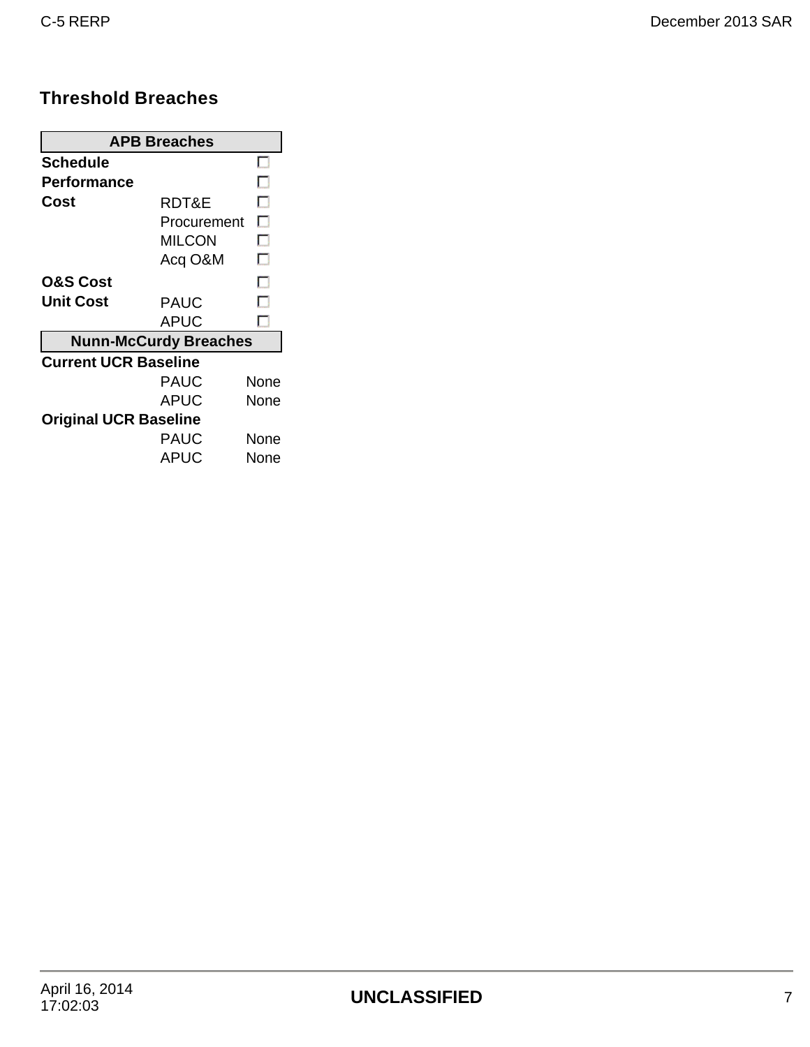## Threshold Breaches

| APB Breaches | | |
|---|---|---|
| **Schedule** | | ☐ |
| **Performance** | | ☐ |
| **Cost** | RDT&E | ☐ |
| | Procurement | ☐ |
| | MILCON | ☐ |
| | Acq O&M | ☐ |
| **O&S Cost** | | ☐ |
| **Unit Cost** | PAUC | ☐ |
| | APUC | ☐ |

| Nunn-McCurdy Breaches | | |
|---|---|---|
| **Current UCR Baseline** | | |
| | PAUC | None |
| | APUC | None |
| **Original UCR Baseline** | | |
| | PAUC | None |
| | APUC | None |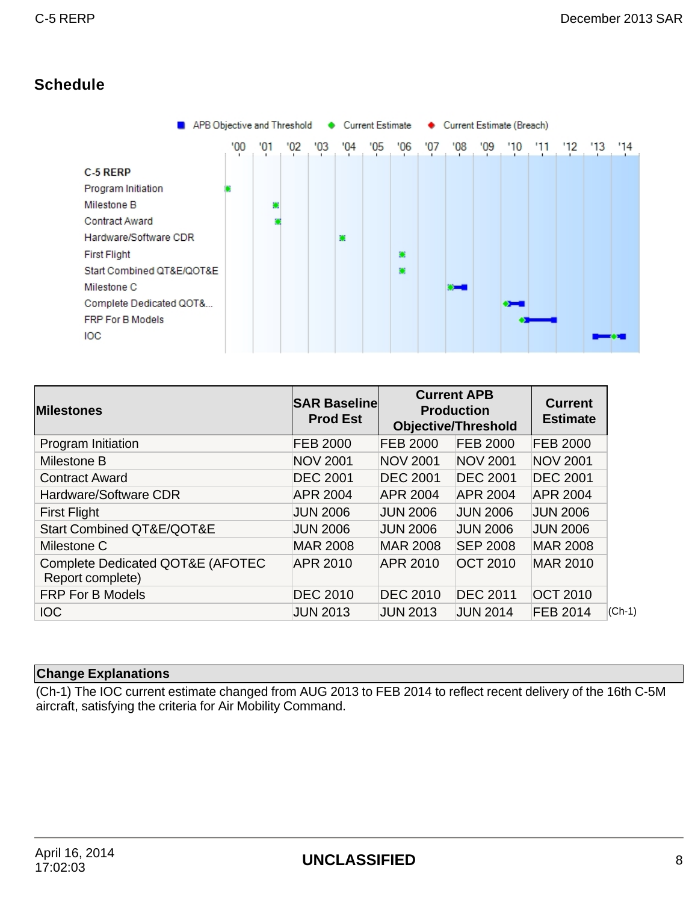## Schedule

| Milestones | SAR Baseline Prod Est | Current APB Production Objective/Threshold | | Current Estimate |
|---|---|---|---|---|
| Program Initiation | FEB 2000 | FEB 2000 | FEB 2000 | FEB 2000 |
| Milestone B | NOV 2001 | NOV 2001 | NOV 2001 | NOV 2001 |
| Contract Award | DEC 2001 | DEC 2001 | DEC 2001 | DEC 2001 |
| Hardware/Software CDR | APR 2004 | APR 2004 | APR 2004 | APR 2004 |
| First Flight | JUN 2006 | JUN 2006 | JUN 2006 | JUN 2006 |
| Start Combined QT&E/QOT&E | JUN 2006 | JUN 2006 | JUN 2006 | JUN 2006 |
| Milestone C | MAR 2008 | MAR 2008 | SEP 2008 | MAR 2008 |
| Complete Dedicated QOT&E (AFOTEC Report complete) | APR 2010 | APR 2010 | OCT 2010 | MAR 2010 |
| FRP For B Models | DEC 2010 | DEC 2010 | DEC 2011 | OCT 2010 |
| IOC | JUN 2013 | JUN 2013 | JUN 2014 | FEB 2014 (Ch-1) |

| Change Explanations |
|---|
| (Ch-1) The IOC current estimate changed from AUG 2013 to FEB 2014 to reflect recent delivery of the 16th C-5M aircraft, satisfying the criteria for Air Mobility Command. |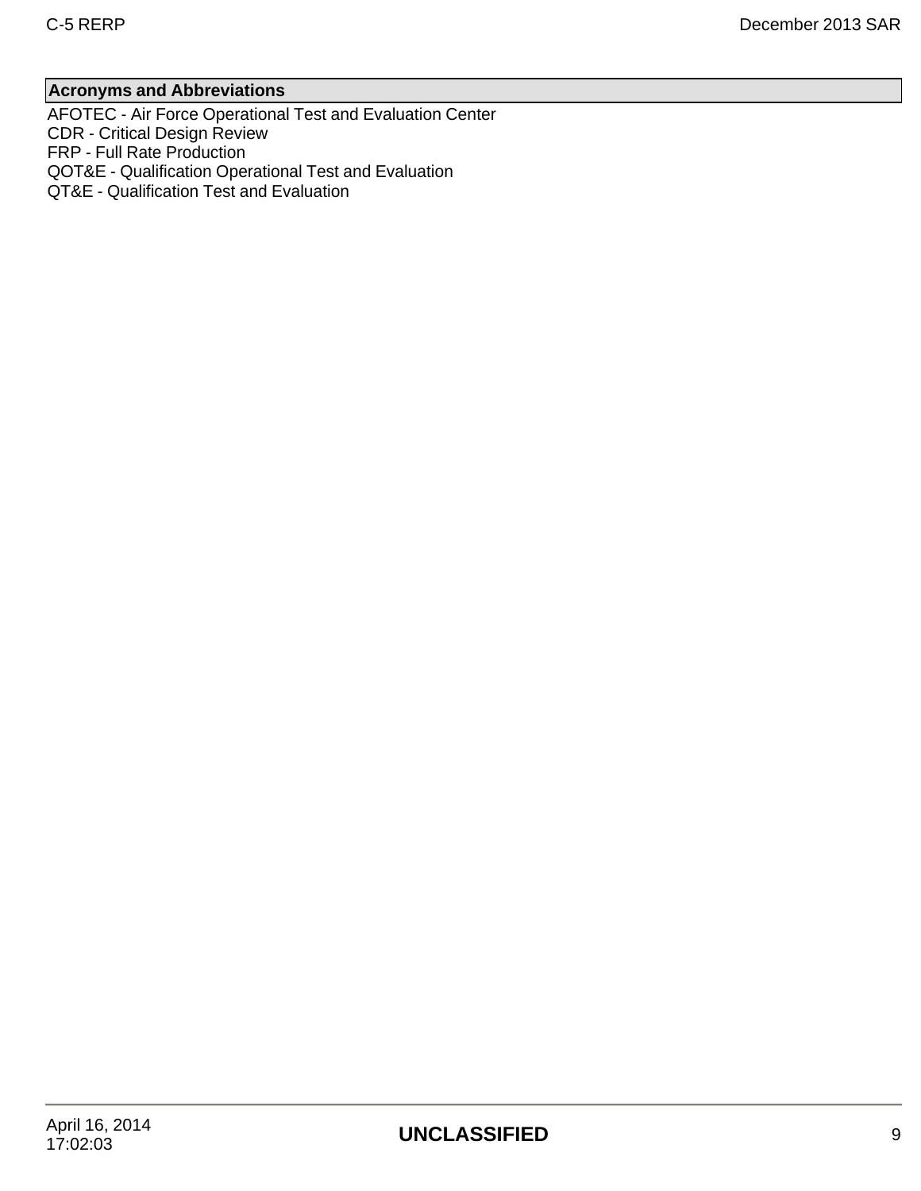## Acronyms and Abbreviations

AFOTEC - Air Force Operational Test and Evaluation Center
CDR - Critical Design Review
FRP - Full Rate Production
QOT&E - Qualification Operational Test and Evaluation
QT&E - Qualification Test and Evaluation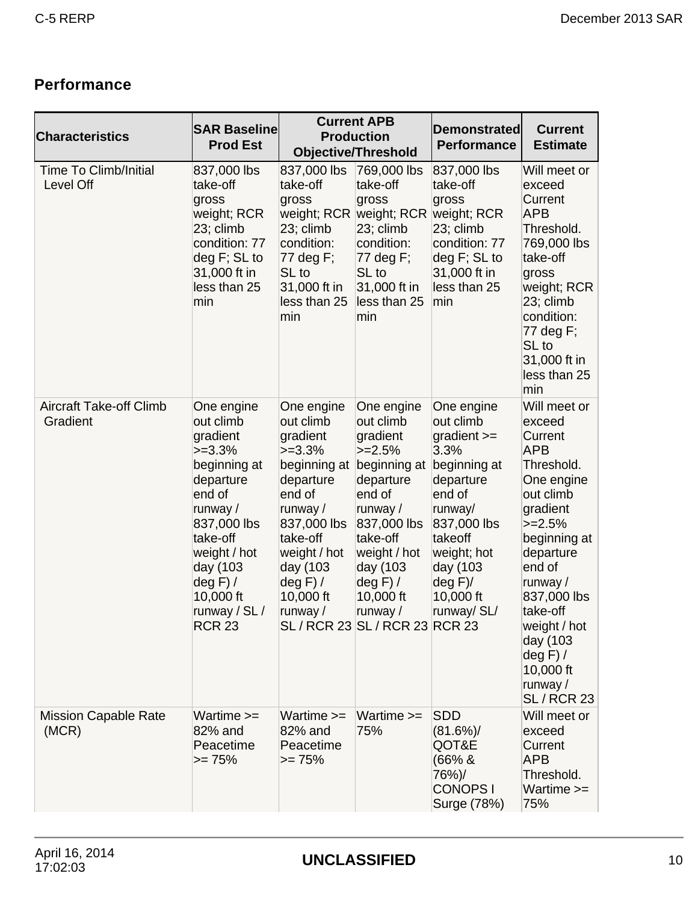## Performance

| Characteristics | SAR Baseline Prod Est | Current APB Production Objective/Threshold | | Demonstrated Performance | Current Estimate |
|---|---|---|---|---|---|
| Time To Climb/Initial Level Off | 837,000 lbs take-off gross weight; RCR 23; climb condition: 77 deg F; SL to 31,000 ft in less than 25 min | 837,000 lbs take-off gross weight; RCR 23; climb condition: 77 deg F; SL to 31,000 ft in less than 25 min | 769,000 lbs take-off gross weight; RCR 23; climb condition: 77 deg F; SL to 31,000 ft in less than 25 min | 837,000 lbs take-off gross weight; RCR 23; climb condition: 77 deg F; SL to 31,000 ft in less than 25 min | Will meet or exceed Current APB Threshold. 769,000 lbs take-off gross weight; RCR 23; climb condition: 77 deg F; SL to 31,000 ft in less than 25 min |
| Aircraft Take-off Climb Gradient | One engine out climb gradient >=3.3% beginning at departure end of runway / 837,000 lbs take-off weight / hot day (103 deg F) / 10,000 ft runway / SL / RCR 23 | One engine out climb gradient >=3.3% beginning at departure end of runway / 837,000 lbs take-off weight / hot day (103 deg F) / 10,000 ft runway / SL / RCR 23 | One engine out climb gradient >=2.5% beginning at departure end of runway / 837,000 lbs take-off weight / hot day (103 deg F) / 10,000 ft runway / SL / RCR 23 | One engine out climb gradient >= 3.3% beginning at departure end of runway/ 837,000 lbs takeoff weight; hot day (103 deg F)/ 10,000 ft runway/ SL/ RCR 23 | Will meet or exceed Current APB Threshold. One engine out climb gradient >=2.5% beginning at departure end of runway / 837,000 lbs take-off weight / hot day (103 deg F) / 10,000 ft runway / SL / RCR 23 |
| Mission Capable Rate (MCR) | Wartime >= 82% and Peacetime >= 75% | Wartime >= 82% and Peacetime >= 75% | Wartime >= 75% | SDD (81.6%)/ QOT&E (66% & 76%)/ CONOPS I Surge (78%) | Will meet or exceed Current APB Threshold. Wartime >= 75% |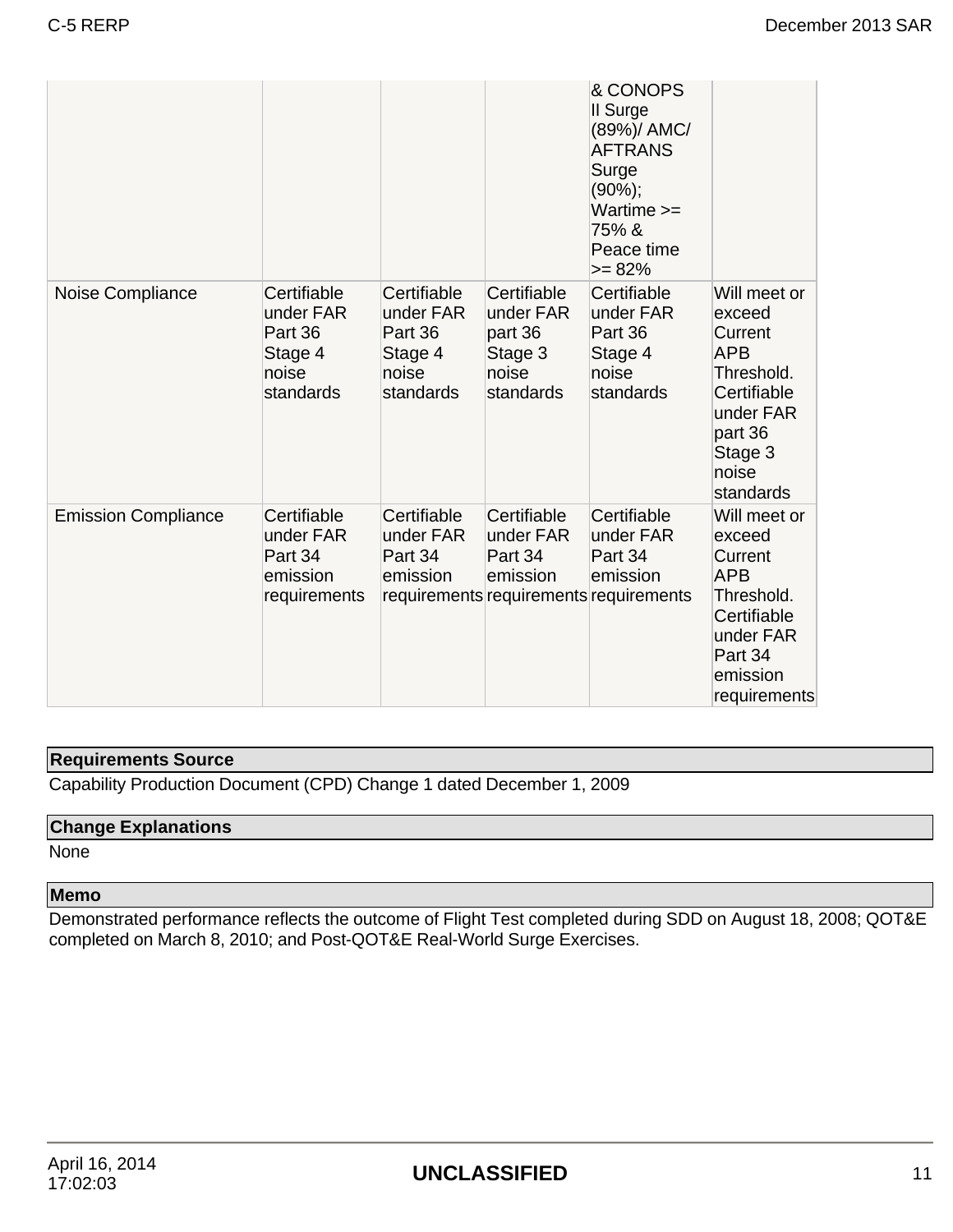| | | | | & CONOPS II Surge (89%)/ AMC/ AFTRANS Surge (90%); Wartime >= 75% & Peace time >= 82% | |
|---|---|---|---|---|---|
| Noise Compliance | Certifiable under FAR Part 36 Stage 4 noise standards | Certifiable under FAR Part 36 Stage 4 noise standards | Certifiable under FAR part 36 Stage 3 noise standards | Certifiable under FAR Part 36 Stage 4 noise standards | Will meet or exceed Current APB Threshold. Certifiable under FAR part 36 Stage 3 noise standards |
| Emission Compliance | Certifiable under FAR Part 34 emission requirements | Certifiable under FAR Part 34 emission requirements | Certifiable under FAR Part 34 emission requirements | Certifiable under FAR Part 34 emission requirements | Will meet or exceed Current APB Threshold. Certifiable under FAR Part 34 emission requirements |

**Requirements Source**

Capability Production Document (CPD) Change 1 dated December 1, 2009

**Change Explanations**

None

**Memo**

Demonstrated performance reflects the outcome of Flight Test completed during SDD on August 18, 2008; QOT&E completed on March 8, 2010; and Post-QOT&E Real-World Surge Exercises.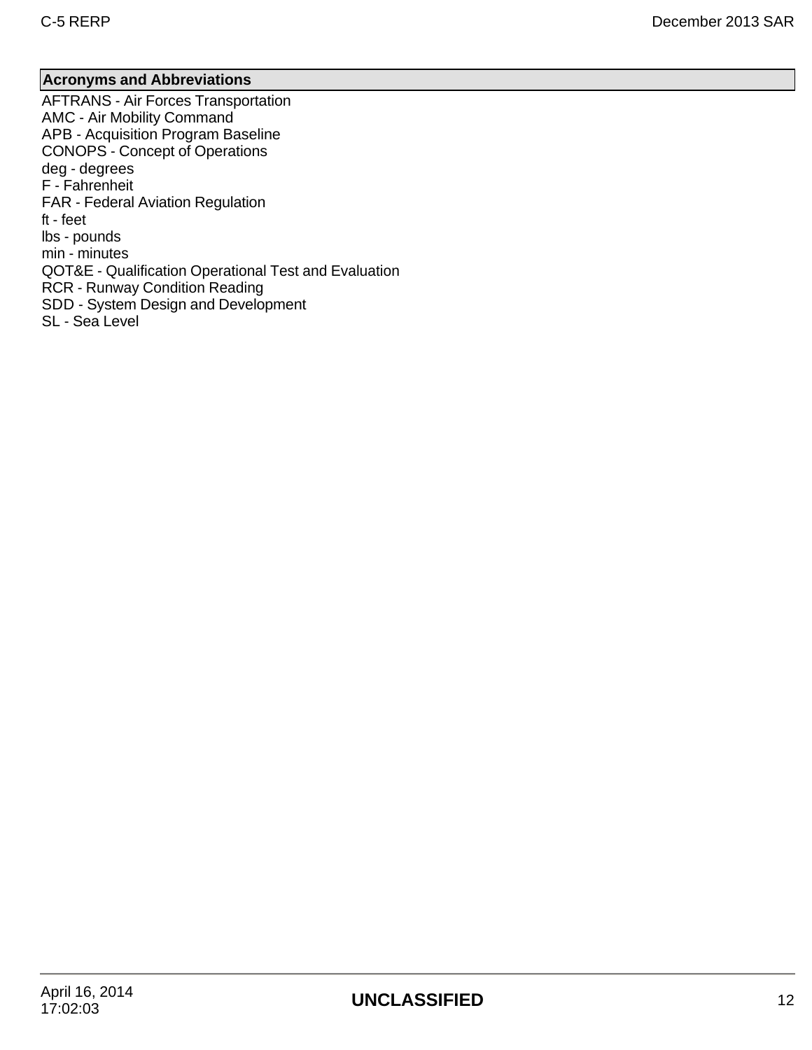## Acronyms and Abbreviations

AFTRANS - Air Forces Transportation
AMC - Air Mobility Command
APB - Acquisition Program Baseline
CONOPS - Concept of Operations
deg - degrees
F - Fahrenheit
FAR - Federal Aviation Regulation
ft - feet
lbs - pounds
min - minutes
QOT&E - Qualification Operational Test and Evaluation
RCR - Runway Condition Reading
SDD - System Design and Development
SL - Sea Level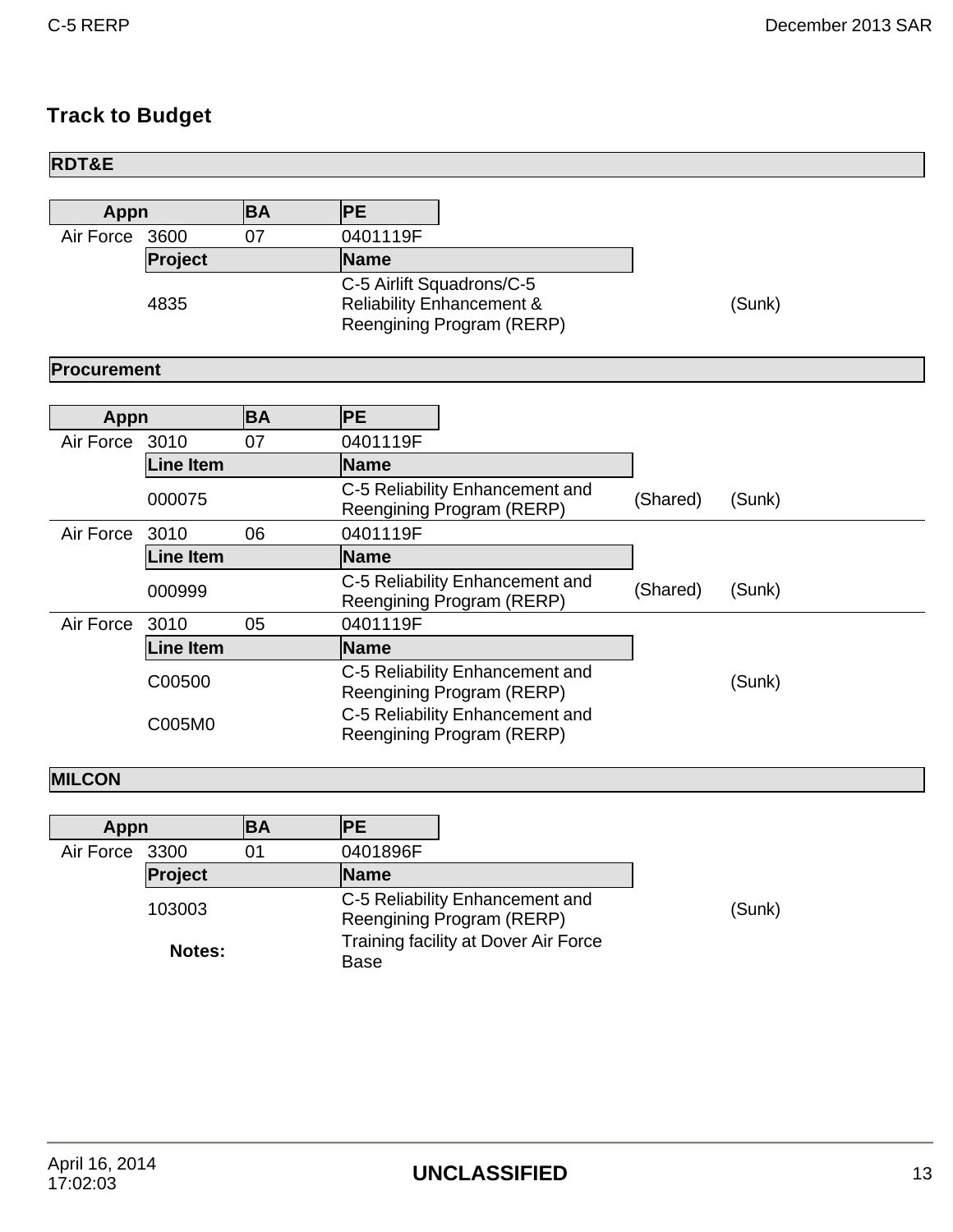## Track to Budget

### RDT&E

| Appn | | BA | PE | | |
|---|---|---|---|---|---|
| Air Force | 3600 | 07 | 0401119F | | |
| | Project | | Name | | |
| | 4835 | | C-5 Airlift Squadrons/C-5 Reliability Enhancement & Reengining Program (RERP) | | (Sunk) |

### Procurement

| Appn | | BA | PE | | |
|---|---|---|---|---|---|
| Air Force | 3010 | 07 | 0401119F | | |
| | Line Item | | Name | | |
| | 000075 | | C-5 Reliability Enhancement and Reengining Program (RERP) | (Shared) | (Sunk) |
| Air Force | 3010 | 06 | 0401119F | | |
| | Line Item | | Name | | |
| | 000999 | | C-5 Reliability Enhancement and Reengining Program (RERP) | (Shared) | (Sunk) |
| Air Force | 3010 | 05 | 0401119F | | |
| | Line Item | | Name | | |
| | C00500 | | C-5 Reliability Enhancement and Reengining Program (RERP) | | (Sunk) |
| | C005M0 | | C-5 Reliability Enhancement and Reengining Program (RERP) | | |

### MILCON

| Appn | | BA | PE | | |
|---|---|---|---|---|---|
| Air Force | 3300 | 01 | 0401896F | | |
| | Project | | Name | | |
| | 103003 | | C-5 Reliability Enhancement and Reengining Program (RERP) | | (Sunk) |
| | **Notes:** | | Training facility at Dover Air Force Base | | |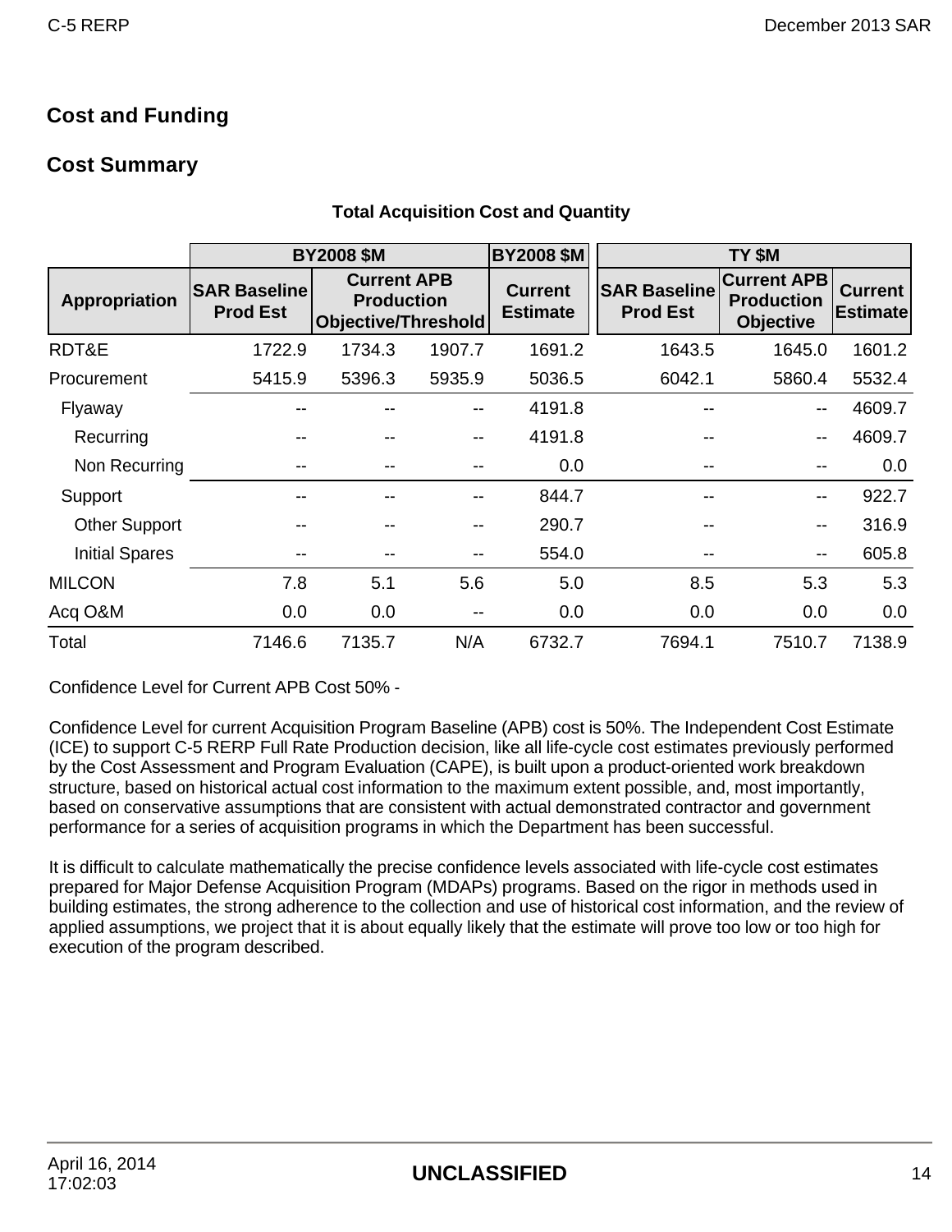## Cost and Funding

### Cost Summary

**Total Acquisition Cost and Quantity**

| Appropriation | BY2008 $M SAR Baseline Prod Est | BY2008 $M Current APB Production Objective | BY2008 $M Current APB Production Threshold | BY2008 $M Current Estimate | TY $M SAR Baseline Prod Est | TY $M Current APB Production Objective | TY $M Current Estimate |
|---|---|---|---|---|---|---|---|
| RDT&E | 1722.9 | 1734.3 | 1907.7 | 1691.2 | 1643.5 | 1645.0 | 1601.2 |
| Procurement | 5415.9 | 5396.3 | 5935.9 | 5036.5 | 6042.1 | 5860.4 | 5532.4 |
| Flyaway | -- | -- | -- | 4191.8 | -- | -- | 4609.7 |
| Recurring | -- | -- | -- | 4191.8 | -- | -- | 4609.7 |
| Non Recurring | -- | -- | -- | 0.0 | -- | -- | 0.0 |
| Support | -- | -- | -- | 844.7 | -- | -- | 922.7 |
| Other Support | -- | -- | -- | 290.7 | -- | -- | 316.9 |
| Initial Spares | -- | -- | -- | 554.0 | -- | -- | 605.8 |
| MILCON | 7.8 | 5.1 | 5.6 | 5.0 | 8.5 | 5.3 | 5.3 |
| Acq O&M | 0.0 | 0.0 | -- | 0.0 | 0.0 | 0.0 | 0.0 |
| Total | 7146.6 | 7135.7 | N/A | 6732.7 | 7694.1 | 7510.7 | 7138.9 |

Confidence Level for Current APB Cost 50% -

Confidence Level for current Acquisition Program Baseline (APB) cost is 50%. The Independent Cost Estimate (ICE) to support C-5 RERP Full Rate Production decision, like all life-cycle cost estimates previously performed by the Cost Assessment and Program Evaluation (CAPE), is built upon a product-oriented work breakdown structure, based on historical actual cost information to the maximum extent possible, and, most importantly, based on conservative assumptions that are consistent with actual demonstrated contractor and government performance for a series of acquisition programs in which the Department has been successful.

It is difficult to calculate mathematically the precise confidence levels associated with life-cycle cost estimates prepared for Major Defense Acquisition Program (MDAPs) programs. Based on the rigor in methods used in building estimates, the strong adherence to the collection and use of historical cost information, and the review of applied assumptions, we project that it is about equally likely that the estimate will prove too low or too high for execution of the program described.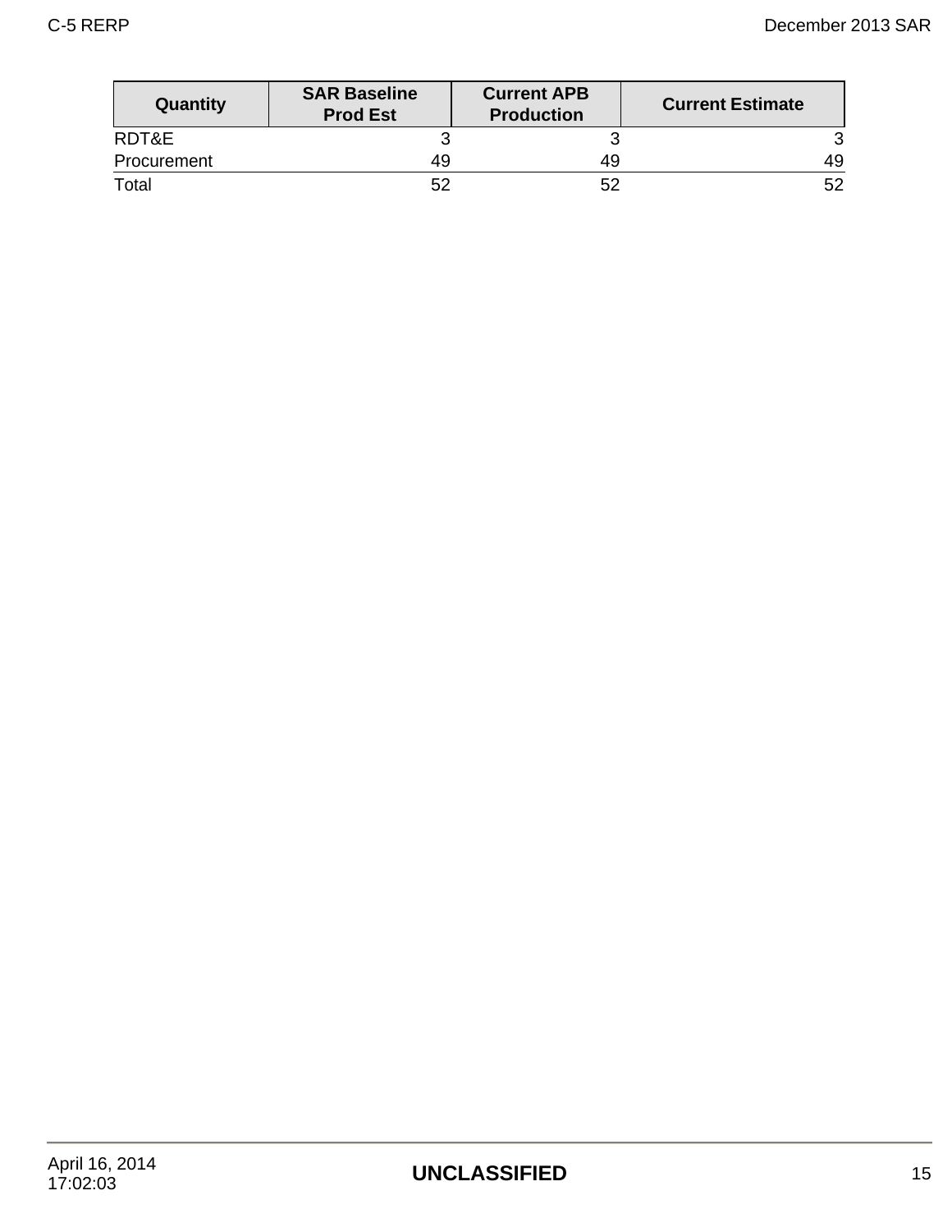| Quantity | SAR Baseline Prod Est | Current APB Production | Current Estimate |
|---|---|---|---|
| RDT&E | 3 | 3 | 3 |
| Procurement | 49 | 49 | 49 |
| Total | 52 | 52 | 52 |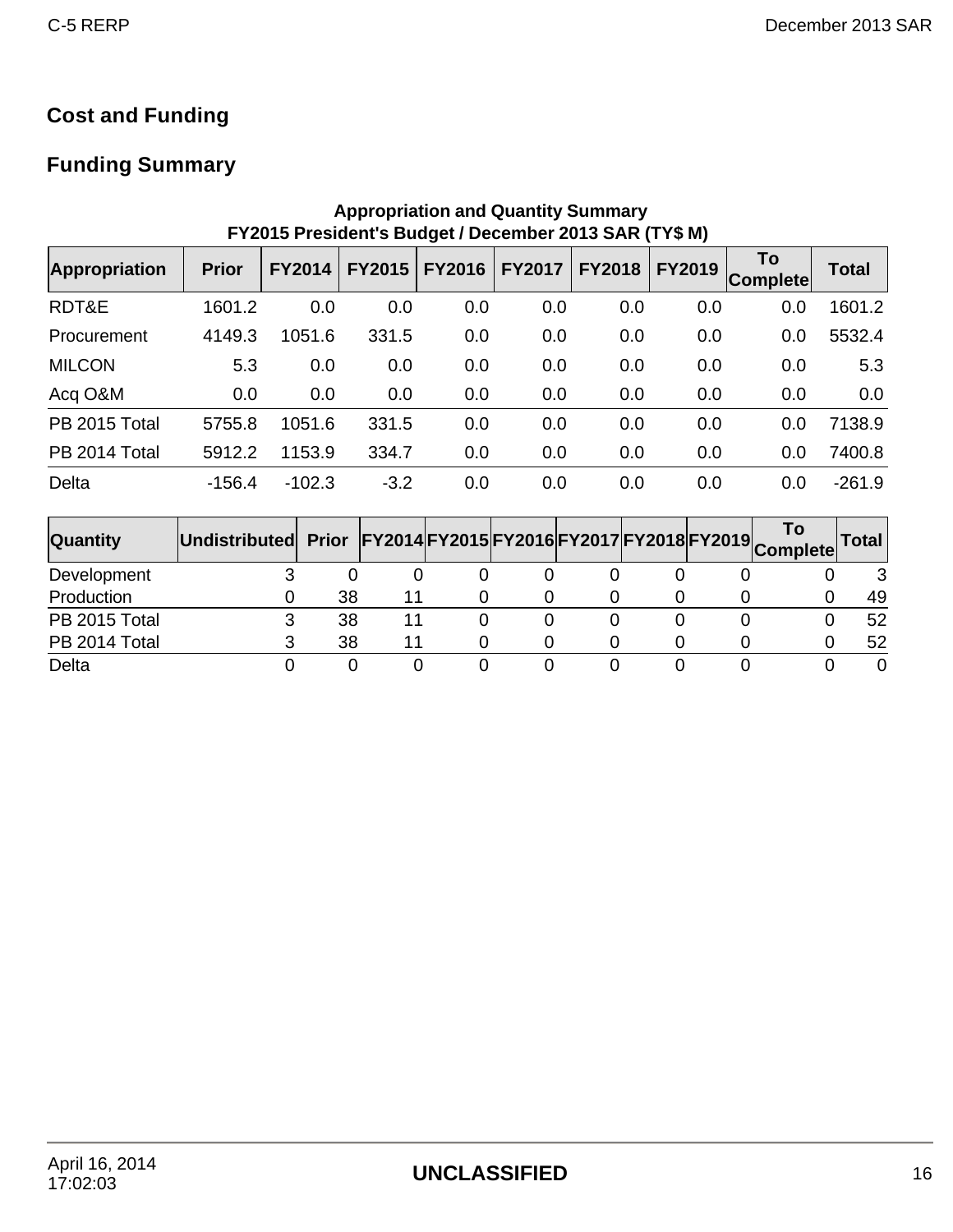## Cost and Funding

### Funding Summary

**Appropriation and Quantity Summary**
**FY2015 President's Budget / December 2013 SAR (TY$ M)**

| Appropriation | Prior | FY2014 | FY2015 | FY2016 | FY2017 | FY2018 | FY2019 | To Complete | Total |
|---|---|---|---|---|---|---|---|---|---|
| RDT&E | 1601.2 | 0.0 | 0.0 | 0.0 | 0.0 | 0.0 | 0.0 | 0.0 | 1601.2 |
| Procurement | 4149.3 | 1051.6 | 331.5 | 0.0 | 0.0 | 0.0 | 0.0 | 0.0 | 5532.4 |
| MILCON | 5.3 | 0.0 | 0.0 | 0.0 | 0.0 | 0.0 | 0.0 | 0.0 | 5.3 |
| Acq O&M | 0.0 | 0.0 | 0.0 | 0.0 | 0.0 | 0.0 | 0.0 | 0.0 | 0.0 |
| PB 2015 Total | 5755.8 | 1051.6 | 331.5 | 0.0 | 0.0 | 0.0 | 0.0 | 0.0 | 7138.9 |
| PB 2014 Total | 5912.2 | 1153.9 | 334.7 | 0.0 | 0.0 | 0.0 | 0.0 | 0.0 | 7400.8 |
| Delta | -156.4 | -102.3 | -3.2 | 0.0 | 0.0 | 0.0 | 0.0 | 0.0 | -261.9 |

| Quantity | Undistributed | Prior | FY2014 | FY2015 | FY2016 | FY2017 | FY2018 | FY2019 | To Complete | Total |
|---|---|---|---|---|---|---|---|---|---|---|
| Development | 3 | 0 | 0 | 0 | 0 | 0 | 0 | 0 | 0 | 3 |
| Production | 0 | 38 | 11 | 0 | 0 | 0 | 0 | 0 | 0 | 49 |
| PB 2015 Total | 3 | 38 | 11 | 0 | 0 | 0 | 0 | 0 | 0 | 52 |
| PB 2014 Total | 3 | 38 | 11 | 0 | 0 | 0 | 0 | 0 | 0 | 52 |
| Delta | 0 | 0 | 0 | 0 | 0 | 0 | 0 | 0 | 0 | 0 |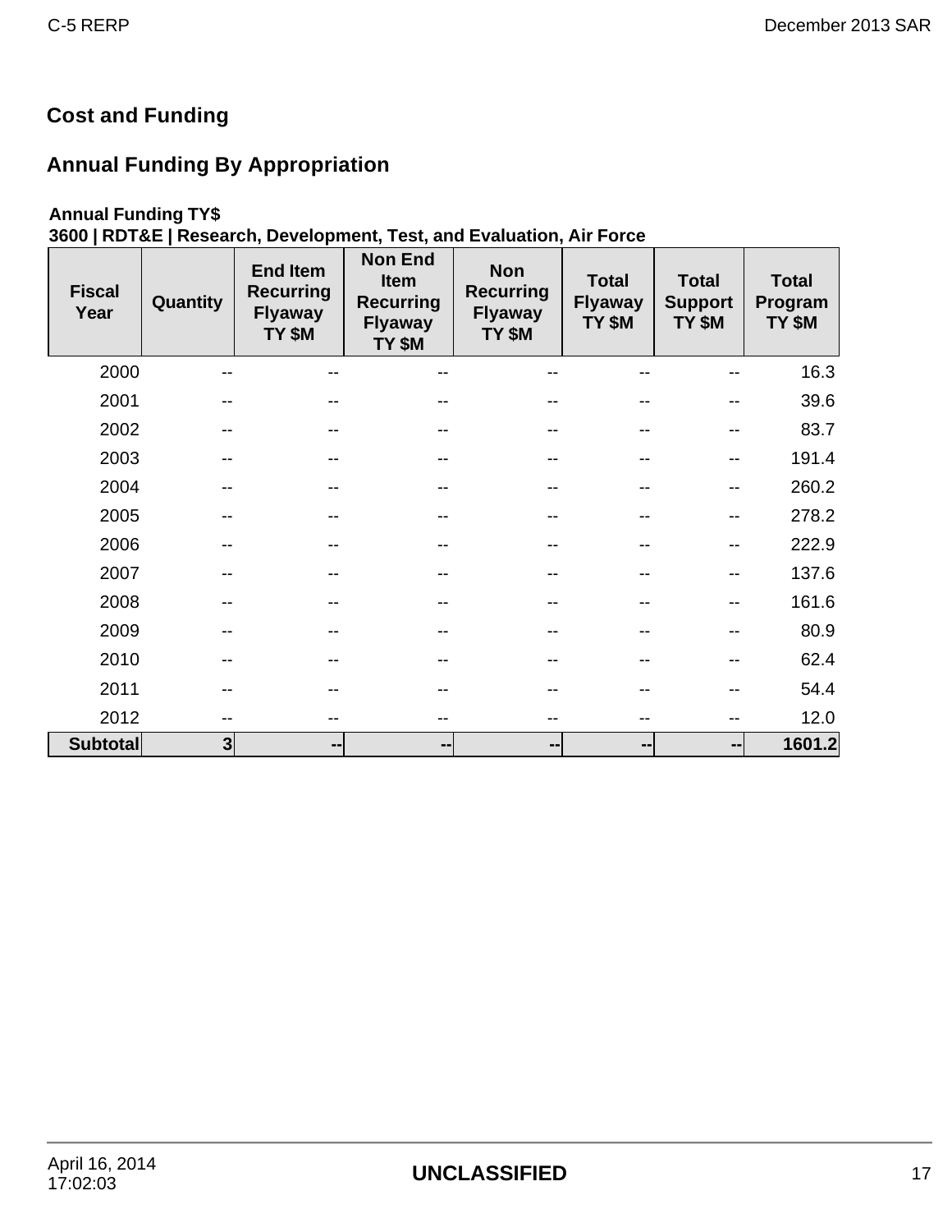## Cost and Funding

### Annual Funding By Appropriation

**Annual Funding TY$**
**3600 | RDT&E | Research, Development, Test, and Evaluation, Air Force**

| Fiscal Year | Quantity | End Item Recurring Flyaway TY $M | Non End Item Recurring Flyaway TY $M | Non Recurring Flyaway TY $M | Total Flyaway TY $M | Total Support TY $M | Total Program TY $M |
|---|---|---|---|---|---|---|---|
| 2000 | -- | -- | -- | -- | -- | -- | 16.3 |
| 2001 | -- | -- | -- | -- | -- | -- | 39.6 |
| 2002 | -- | -- | -- | -- | -- | -- | 83.7 |
| 2003 | -- | -- | -- | -- | -- | -- | 191.4 |
| 2004 | -- | -- | -- | -- | -- | -- | 260.2 |
| 2005 | -- | -- | -- | -- | -- | -- | 278.2 |
| 2006 | -- | -- | -- | -- | -- | -- | 222.9 |
| 2007 | -- | -- | -- | -- | -- | -- | 137.6 |
| 2008 | -- | -- | -- | -- | -- | -- | 161.6 |
| 2009 | -- | -- | -- | -- | -- | -- | 80.9 |
| 2010 | -- | -- | -- | -- | -- | -- | 62.4 |
| 2011 | -- | -- | -- | -- | -- | -- | 54.4 |
| 2012 | -- | -- | -- | -- | -- | -- | 12.0 |
| **Subtotal** | **3** | **--** | **--** | **--** | **--** | **--** | **1601.2** |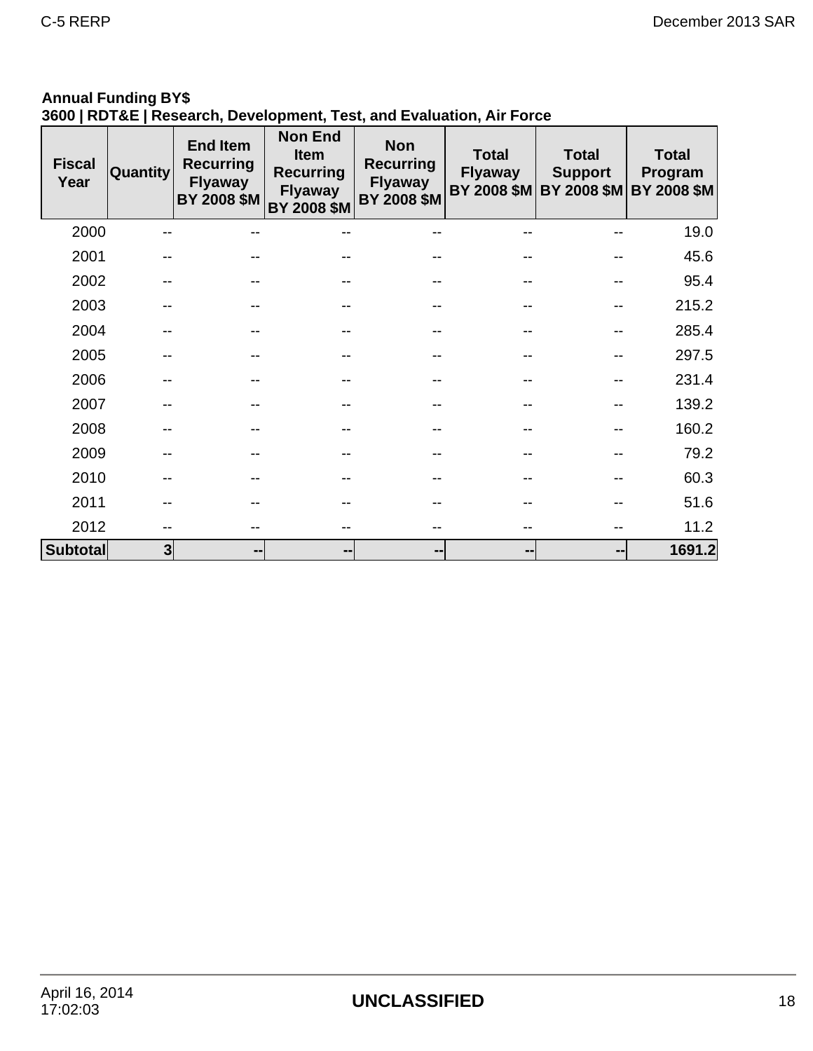**Annual Funding BY$**
**3600 | RDT&E | Research, Development, Test, and Evaluation, Air Force**

| Fiscal Year | Quantity | End Item Recurring Flyaway BY 2008 $M | Non End Item Recurring Flyaway BY 2008 $M | Non Recurring Flyaway BY 2008 $M | Total Flyaway BY 2008 $M | Total Support BY 2008 $M | Total Program BY 2008 $M |
|---|---|---|---|---|---|---|---|
| 2000 | -- | -- | -- | -- | -- | -- | 19.0 |
| 2001 | -- | -- | -- | -- | -- | -- | 45.6 |
| 2002 | -- | -- | -- | -- | -- | -- | 95.4 |
| 2003 | -- | -- | -- | -- | -- | -- | 215.2 |
| 2004 | -- | -- | -- | -- | -- | -- | 285.4 |
| 2005 | -- | -- | -- | -- | -- | -- | 297.5 |
| 2006 | -- | -- | -- | -- | -- | -- | 231.4 |
| 2007 | -- | -- | -- | -- | -- | -- | 139.2 |
| 2008 | -- | -- | -- | -- | -- | -- | 160.2 |
| 2009 | -- | -- | -- | -- | -- | -- | 79.2 |
| 2010 | -- | -- | -- | -- | -- | -- | 60.3 |
| 2011 | -- | -- | -- | -- | -- | -- | 51.6 |
| 2012 | -- | -- | -- | -- | -- | -- | 11.2 |
| **Subtotal** | **3** | **--** | **--** | **--** | **--** | **--** | **1691.2** |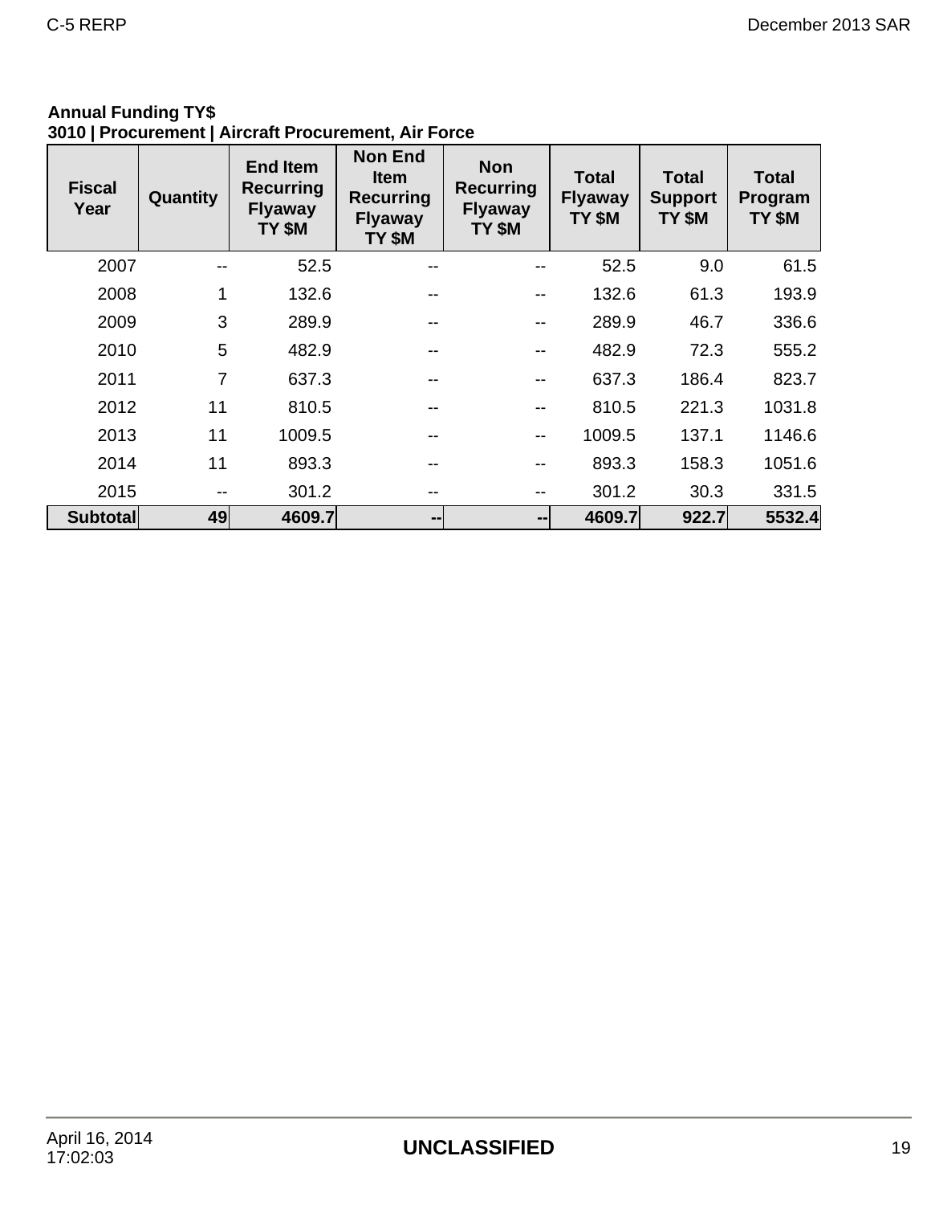**Annual Funding TY$**
**3010 | Procurement | Aircraft Procurement, Air Force**

| Fiscal Year | Quantity | End Item Recurring Flyaway TY $M | Non End Item Recurring Flyaway TY $M | Non Recurring Flyaway TY $M | Total Flyaway TY $M | Total Support TY $M | Total Program TY $M |
|---|---|---|---|---|---|---|---|
| 2007 | -- | 52.5 | -- | -- | 52.5 | 9.0 | 61.5 |
| 2008 | 1 | 132.6 | -- | -- | 132.6 | 61.3 | 193.9 |
| 2009 | 3 | 289.9 | -- | -- | 289.9 | 46.7 | 336.6 |
| 2010 | 5 | 482.9 | -- | -- | 482.9 | 72.3 | 555.2 |
| 2011 | 7 | 637.3 | -- | -- | 637.3 | 186.4 | 823.7 |
| 2012 | 11 | 810.5 | -- | -- | 810.5 | 221.3 | 1031.8 |
| 2013 | 11 | 1009.5 | -- | -- | 1009.5 | 137.1 | 1146.6 |
| 2014 | 11 | 893.3 | -- | -- | 893.3 | 158.3 | 1051.6 |
| 2015 | -- | 301.2 | -- | -- | 301.2 | 30.3 | 331.5 |
| **Subtotal** | **49** | **4609.7** | **--** | **--** | **4609.7** | **922.7** | **5532.4** |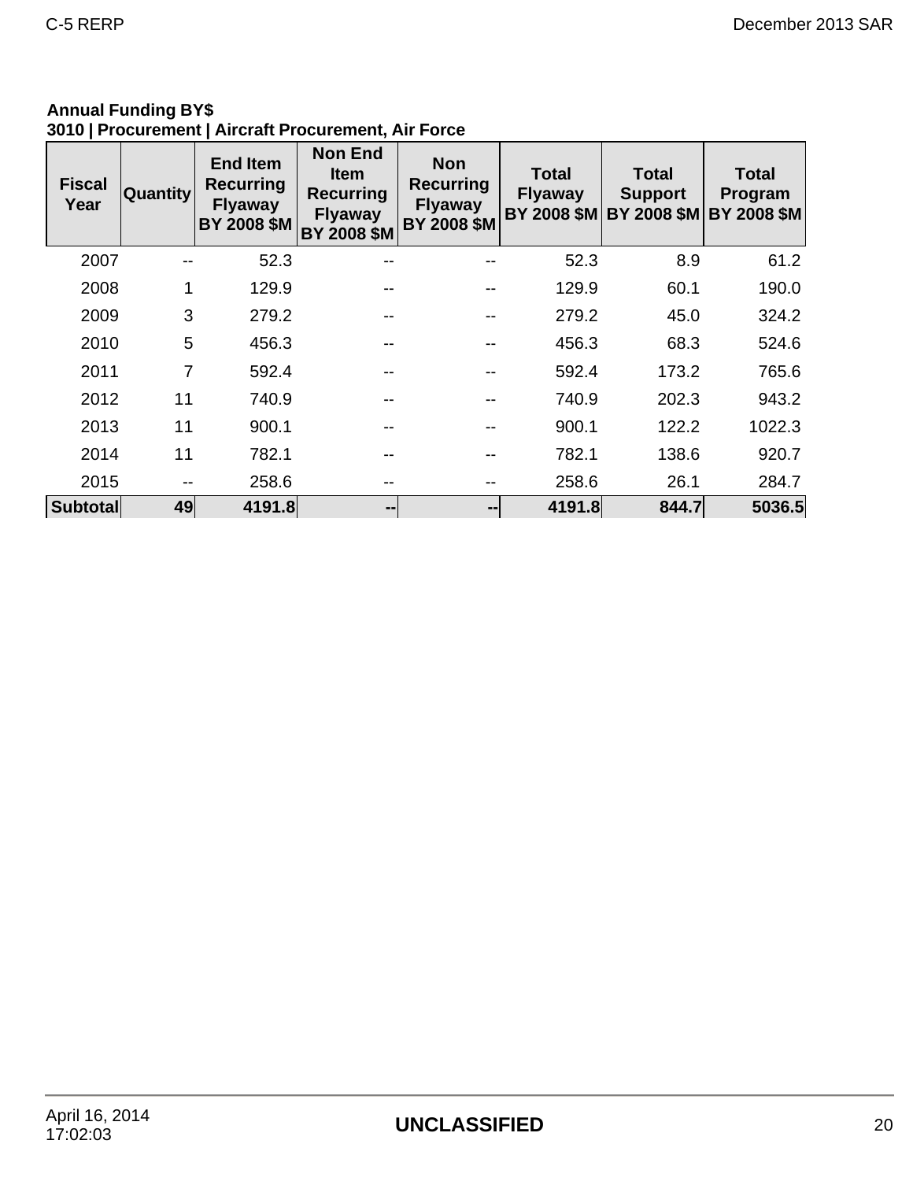**Annual Funding BY$**
**3010 | Procurement | Aircraft Procurement, Air Force**

| Fiscal Year | Quantity | End Item Recurring Flyaway BY 2008 $M | Non End Item Recurring Flyaway BY 2008 $M | Non Recurring Flyaway BY 2008 $M | Total Flyaway BY 2008 $M | Total Support BY 2008 $M | Total Program BY 2008 $M |
|---|---|---|---|---|---|---|---|
| 2007 | -- | 52.3 | -- | -- | 52.3 | 8.9 | 61.2 |
| 2008 | 1 | 129.9 | -- | -- | 129.9 | 60.1 | 190.0 |
| 2009 | 3 | 279.2 | -- | -- | 279.2 | 45.0 | 324.2 |
| 2010 | 5 | 456.3 | -- | -- | 456.3 | 68.3 | 524.6 |
| 2011 | 7 | 592.4 | -- | -- | 592.4 | 173.2 | 765.6 |
| 2012 | 11 | 740.9 | -- | -- | 740.9 | 202.3 | 943.2 |
| 2013 | 11 | 900.1 | -- | -- | 900.1 | 122.2 | 1022.3 |
| 2014 | 11 | 782.1 | -- | -- | 782.1 | 138.6 | 920.7 |
| 2015 | -- | 258.6 | -- | -- | 258.6 | 26.1 | 284.7 |
| **Subtotal** | **49** | **4191.8** | **--** | **--** | **4191.8** | **844.7** | **5036.5** |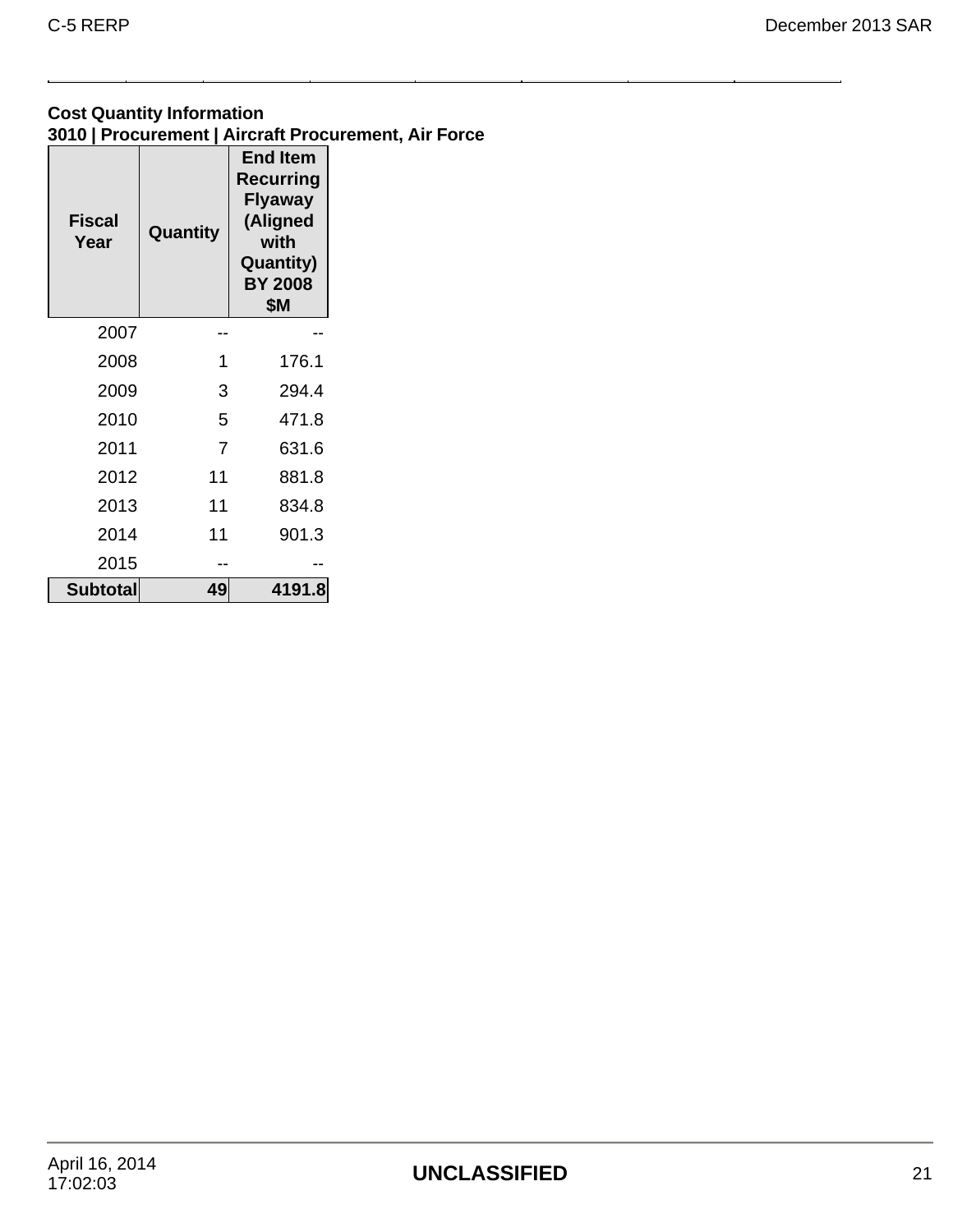**Cost Quantity Information**
**3010 | Procurement | Aircraft Procurement, Air Force**

| Fiscal Year | Quantity | End Item Recurring Flyaway (Aligned with Quantity) BY 2008 $M |
|---|---|---|
| 2007 | -- | -- |
| 2008 | 1 | 176.1 |
| 2009 | 3 | 294.4 |
| 2010 | 5 | 471.8 |
| 2011 | 7 | 631.6 |
| 2012 | 11 | 881.8 |
| 2013 | 11 | 834.8 |
| 2014 | 11 | 901.3 |
| 2015 | -- | -- |
| **Subtotal** | **49** | **4191.8** |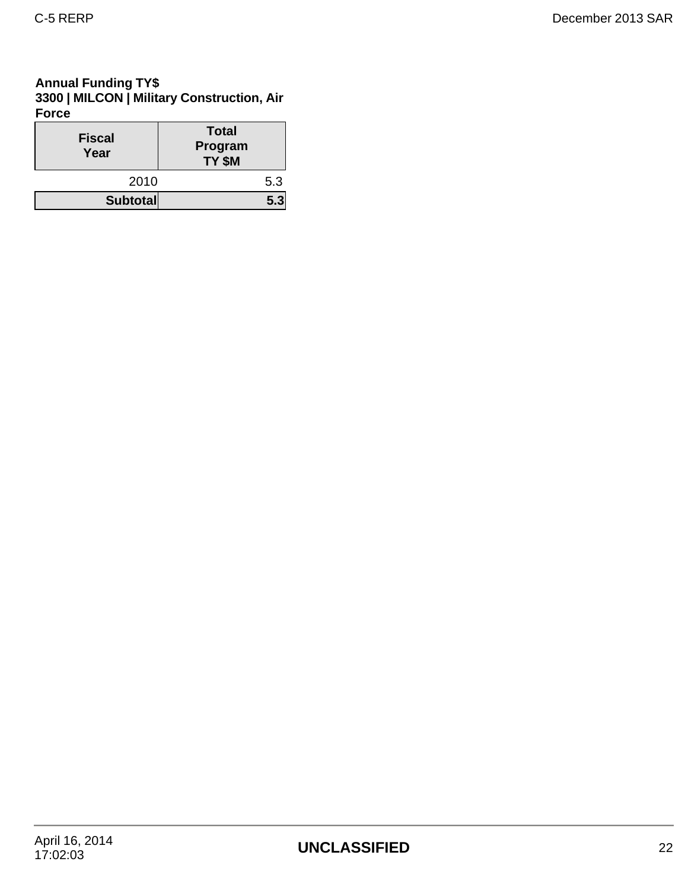**Annual Funding TY$**
**3300 | MILCON | Military Construction, Air Force**

| Fiscal Year | Total Program TY $M |
|---|---|
| 2010 | 5.3 |
| **Subtotal** | **5.3** |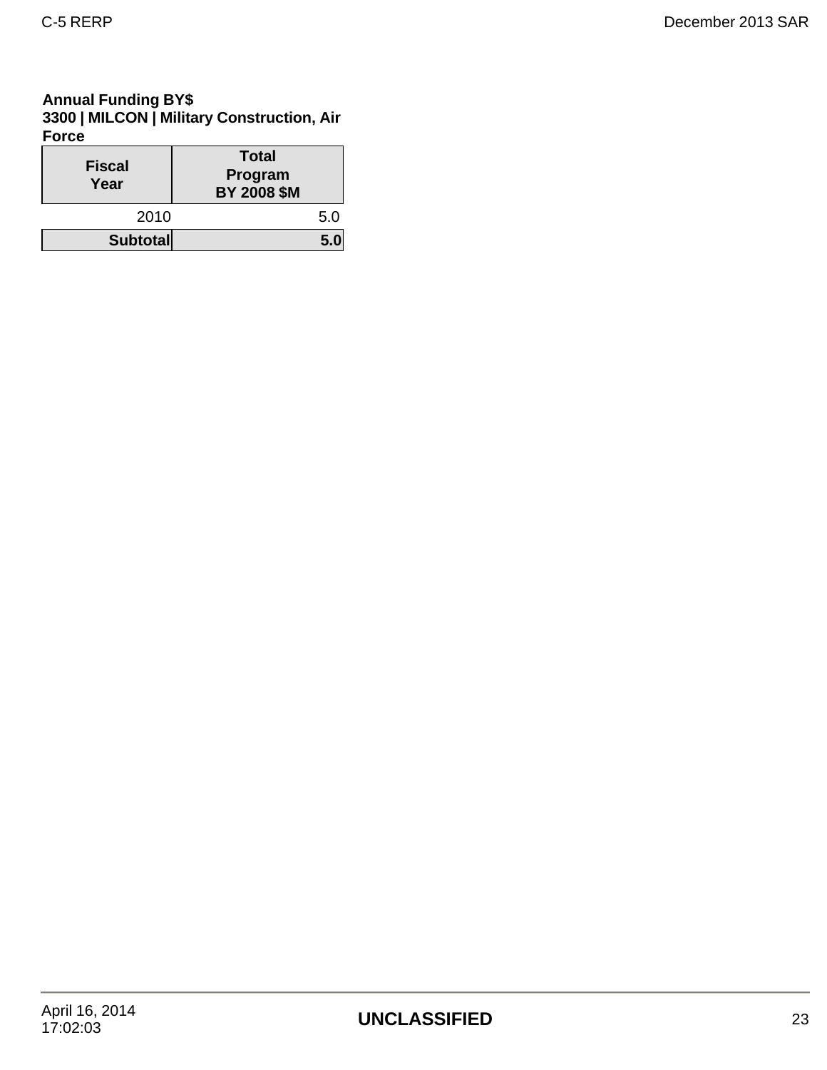**Annual Funding BY$**
**3300 | MILCON | Military Construction, Air Force**

| Fiscal Year | Total Program BY 2008 $M |
|---|---|
| 2010 | 5.0 |
| **Subtotal** | **5.0** |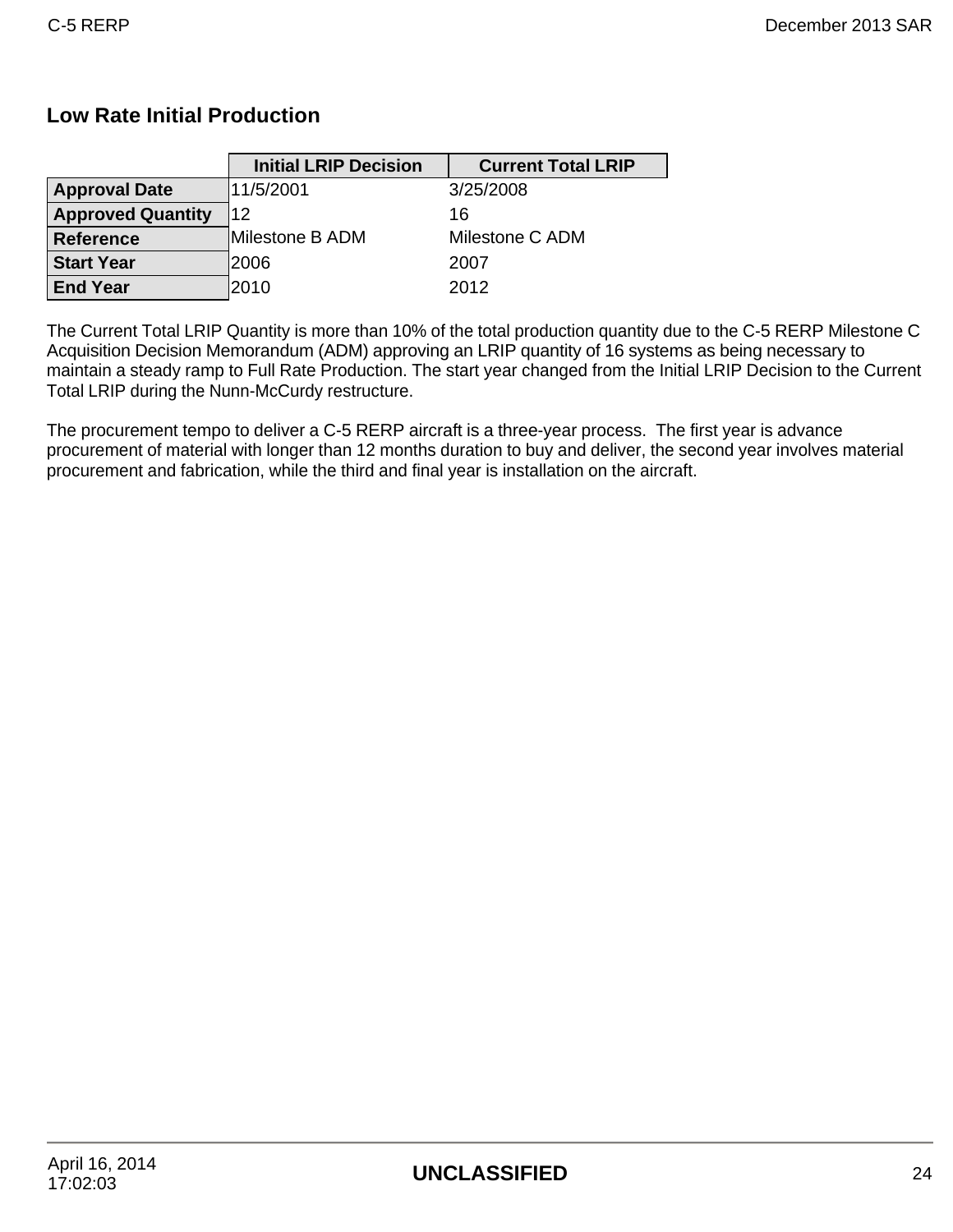## Low Rate Initial Production

| | Initial LRIP Decision | Current Total LRIP |
|---|---|---|
| **Approval Date** | 11/5/2001 | 3/25/2008 |
| **Approved Quantity** | 12 | 16 |
| **Reference** | Milestone B ADM | Milestone C ADM |
| **Start Year** | 2006 | 2007 |
| **End Year** | 2010 | 2012 |

The Current Total LRIP Quantity is more than 10% of the total production quantity due to the C-5 RERP Milestone C Acquisition Decision Memorandum (ADM) approving an LRIP quantity of 16 systems as being necessary to maintain a steady ramp to Full Rate Production. The start year changed from the Initial LRIP Decision to the Current Total LRIP during the Nunn-McCurdy restructure.

The procurement tempo to deliver a C-5 RERP aircraft is a three-year process. The first year is advance procurement of material with longer than 12 months duration to buy and deliver, the second year involves material procurement and fabrication, while the third and final year is installation on the aircraft.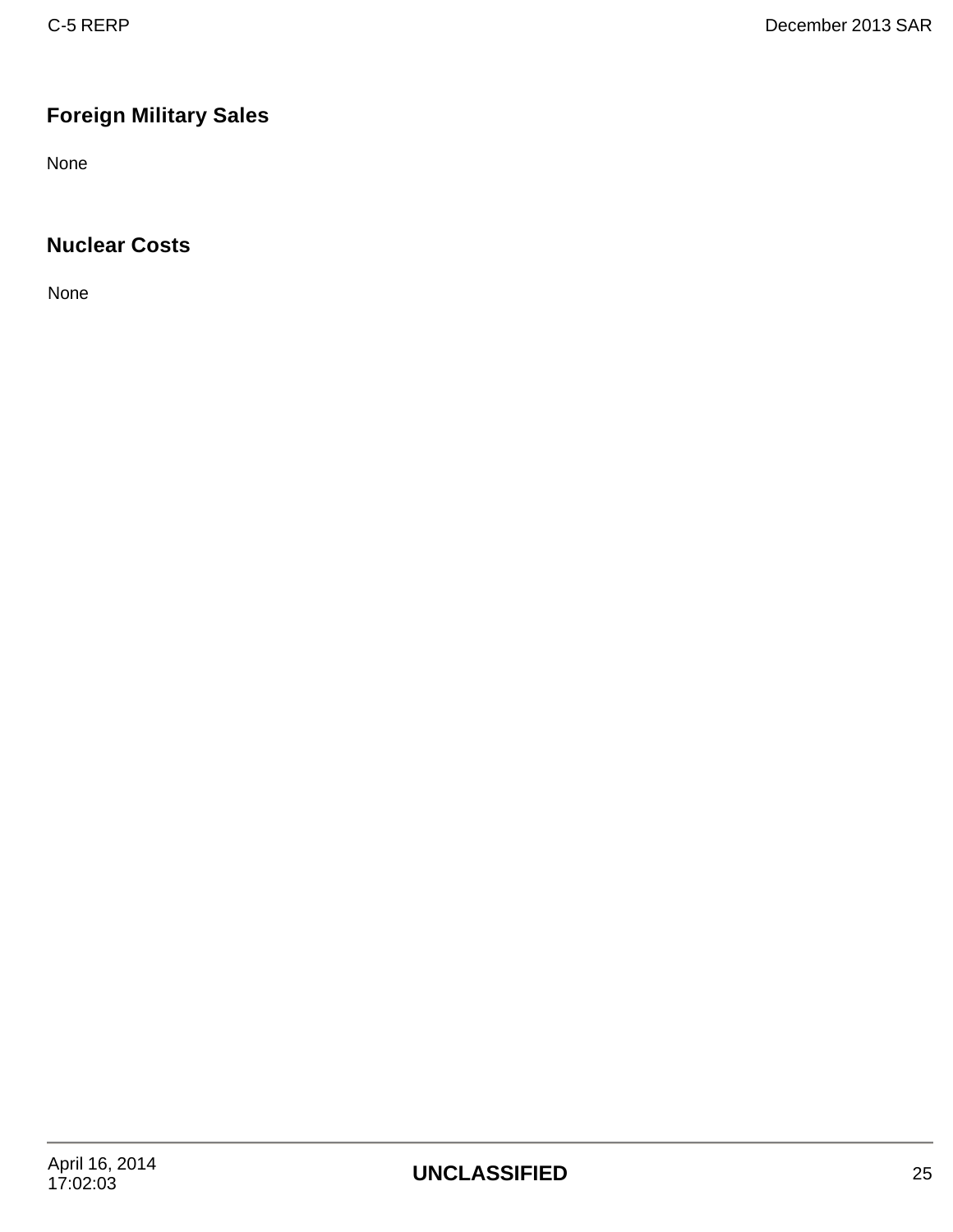## Foreign Military Sales

None

## Nuclear Costs

None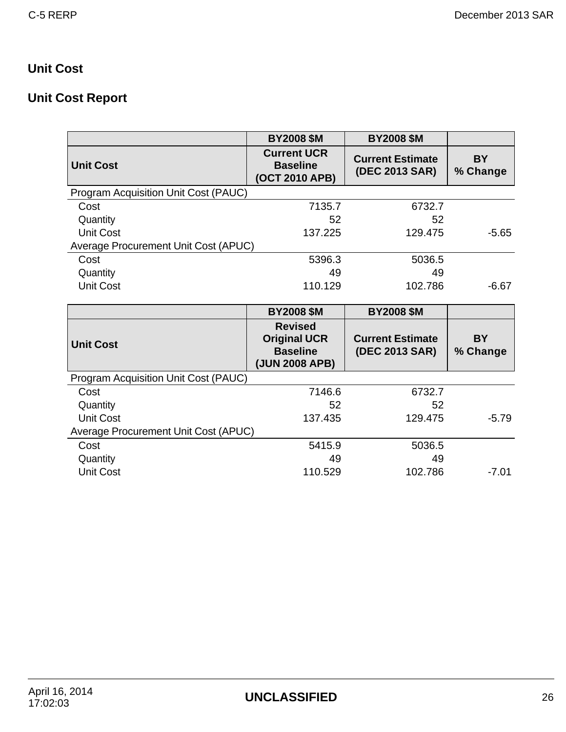## Unit Cost

## Unit Cost Report

| | BY2008 $M | BY2008 $M | |
|---|---|---|---|
| **Unit Cost** | **Current UCR Baseline (OCT 2010 APB)** | **Current Estimate (DEC 2013 SAR)** | **BY % Change** |
| Program Acquisition Unit Cost (PAUC) | | | |
| Cost | 7135.7 | 6732.7 | |
| Quantity | 52 | 52 | |
| Unit Cost | 137.225 | 129.475 | -5.65 |
| Average Procurement Unit Cost (APUC) | | | |
| Cost | 5396.3 | 5036.5 | |
| Quantity | 49 | 49 | |
| Unit Cost | 110.129 | 102.786 | -6.67 |

| | BY2008 $M | BY2008 $M | |
|---|---|---|---|
| **Unit Cost** | **Revised Original UCR Baseline (JUN 2008 APB)** | **Current Estimate (DEC 2013 SAR)** | **BY % Change** |
| Program Acquisition Unit Cost (PAUC) | | | |
| Cost | 7146.6 | 6732.7 | |
| Quantity | 52 | 52 | |
| Unit Cost | 137.435 | 129.475 | -5.79 |
| Average Procurement Unit Cost (APUC) | | | |
| Cost | 5415.9 | 5036.5 | |
| Quantity | 49 | 49 | |
| Unit Cost | 110.529 | 102.786 | -7.01 |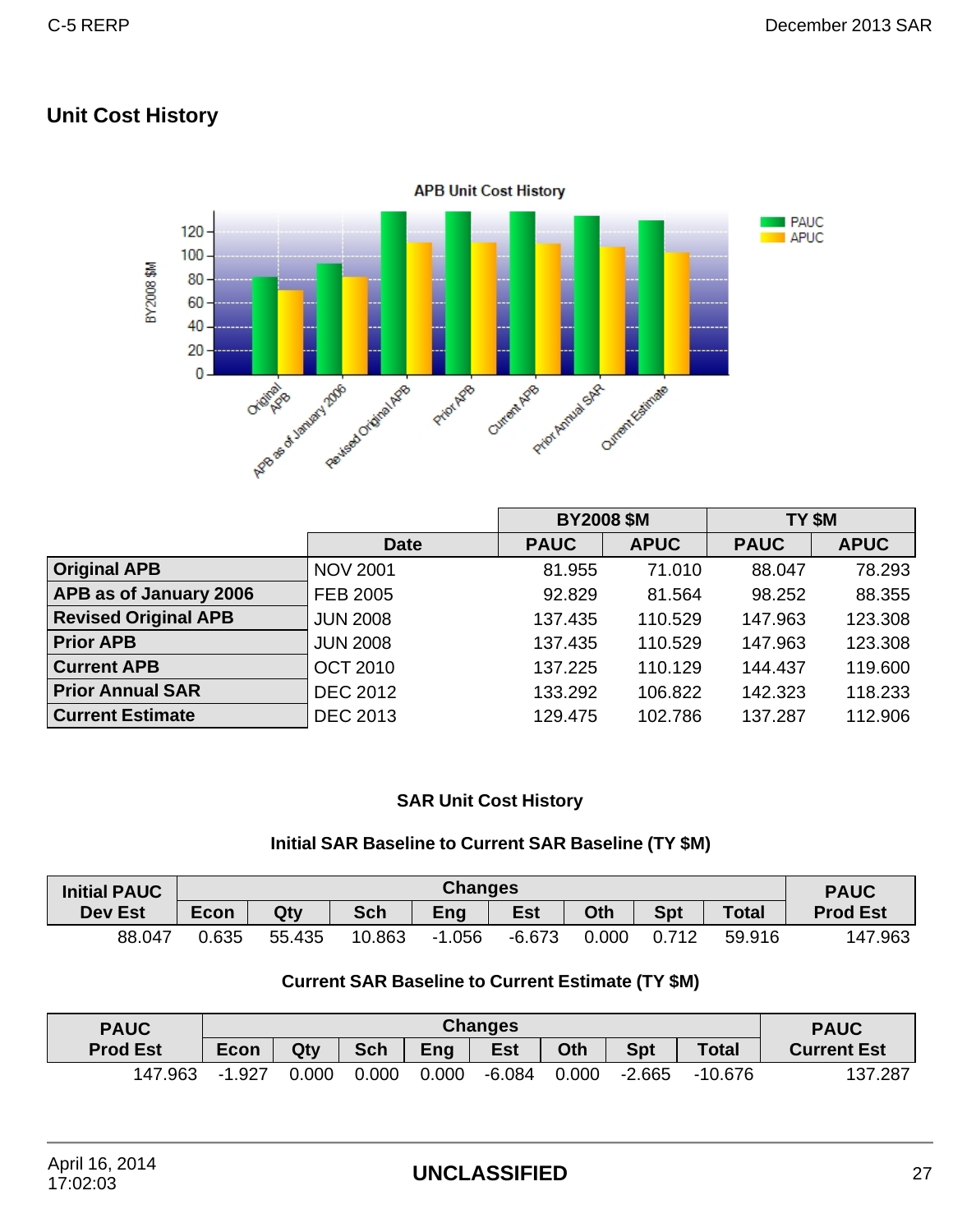## Unit Cost History

|  | Date | BY2008 $M PAUC | BY2008 $M APUC | TY $M PAUC | TY $M APUC |
|---|---|---|---|---|---|
| **Original APB** | NOV 2001 | 81.955 | 71.010 | 88.047 | 78.293 |
| **APB as of January 2006** | FEB 2005 | 92.829 | 81.564 | 98.252 | 88.355 |
| **Revised Original APB** | JUN 2008 | 137.435 | 110.529 | 147.963 | 123.308 |
| **Prior APB** | JUN 2008 | 137.435 | 110.529 | 147.963 | 123.308 |
| **Current APB** | OCT 2010 | 137.225 | 110.129 | 144.437 | 119.600 |
| **Prior Annual SAR** | DEC 2012 | 133.292 | 106.822 | 142.323 | 118.233 |
| **Current Estimate** | DEC 2013 | 129.475 | 102.786 | 137.287 | 112.906 |

### SAR Unit Cost History

#### Initial SAR Baseline to Current SAR Baseline (TY $M)

| Initial PAUC Dev Est | Changes | | | | | | | | PAUC Prod Est |
|---|---|---|---|---|---|---|---|---|---|
| | Econ | Qty | Sch | Eng | Est | Oth | Spt | Total | |
| 88.047 | 0.635 | 55.435 | 10.863 | -1.056 | -6.673 | 0.000 | 0.712 | 59.916 | 147.963 |

#### Current SAR Baseline to Current Estimate (TY $M)

| PAUC Prod Est | Changes | | | | | | | | PAUC Current Est |
|---|---|---|---|---|---|---|---|---|---|
| | Econ | Qty | Sch | Eng | Est | Oth | Spt | Total | |
| 147.963 | -1.927 | 0.000 | 0.000 | 0.000 | -6.084 | 0.000 | -2.665 | -10.676 | 137.287 |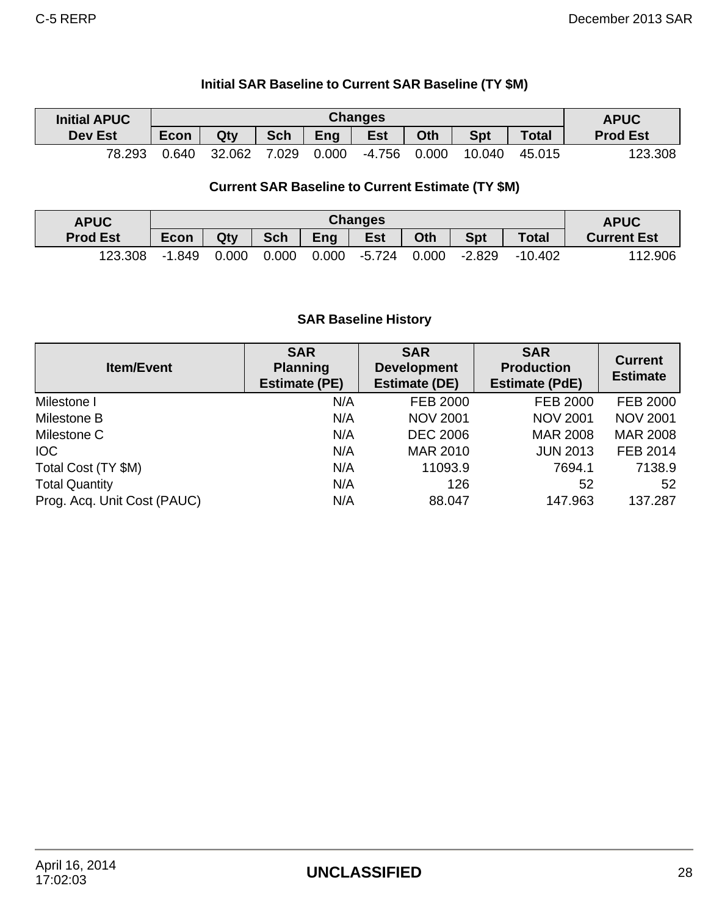### Initial SAR Baseline to Current SAR Baseline (TY $M)

| Initial APUC Dev Est | Changes | | | | | | | | APUC Prod Est |
|---|---|---|---|---|---|---|---|---|---|
| | Econ | Qty | Sch | Eng | Est | Oth | Spt | Total | |
| 78.293 | 0.640 | 32.062 | 7.029 | 0.000 | -4.756 | 0.000 | 10.040 | 45.015 | 123.308 |

### Current SAR Baseline to Current Estimate (TY $M)

| APUC Prod Est | Changes | | | | | | | | APUC Current Est |
|---|---|---|---|---|---|---|---|---|---|
| | Econ | Qty | Sch | Eng | Est | Oth | Spt | Total | |
| 123.308 | -1.849 | 0.000 | 0.000 | 0.000 | -5.724 | 0.000 | -2.829 | -10.402 | 112.906 |

### SAR Baseline History

| Item/Event | SAR Planning Estimate (PE) | SAR Development Estimate (DE) | SAR Production Estimate (PdE) | Current Estimate |
|---|---|---|---|---|
| Milestone I | N/A | FEB 2000 | FEB 2000 | FEB 2000 |
| Milestone B | N/A | NOV 2001 | NOV 2001 | NOV 2001 |
| Milestone C | N/A | DEC 2006 | MAR 2008 | MAR 2008 |
| IOC | N/A | MAR 2010 | JUN 2013 | FEB 2014 |
| Total Cost (TY $M) | N/A | 11093.9 | 7694.1 | 7138.9 |
| Total Quantity | N/A | 126 | 52 | 52 |
| Prog. Acq. Unit Cost (PAUC) | N/A | 88.047 | 147.963 | 137.287 |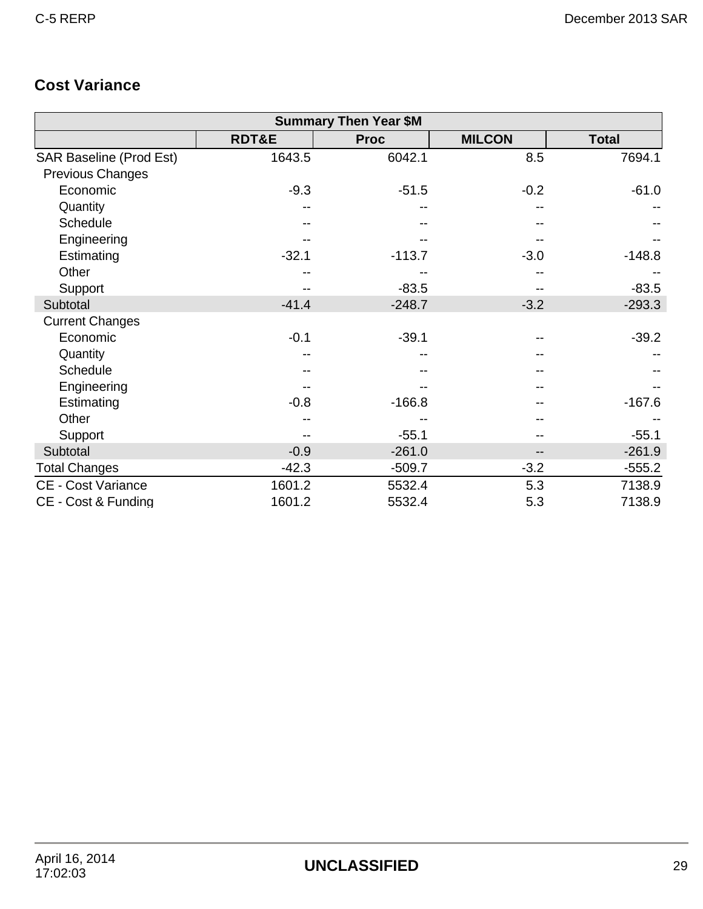## Cost Variance

| Summary Then Year $M | | | | |
|---|---|---|---|---|
| | RDT&E | Proc | MILCON | Total |
| SAR Baseline (Prod Est) | 1643.5 | 6042.1 | 8.5 | 7694.1 |
| Previous Changes | | | | |
| Economic | -9.3 | -51.5 | -0.2 | -61.0 |
| Quantity | -- | -- | -- | -- |
| Schedule | -- | -- | -- | -- |
| Engineering | -- | -- | -- | -- |
| Estimating | -32.1 | -113.7 | -3.0 | -148.8 |
| Other | -- | -- | -- | -- |
| Support | -- | -83.5 | -- | -83.5 |
| Subtotal | -41.4 | -248.7 | -3.2 | -293.3 |
| Current Changes | | | | |
| Economic | -0.1 | -39.1 | -- | -39.2 |
| Quantity | -- | -- | -- | -- |
| Schedule | -- | -- | -- | -- |
| Engineering | -- | -- | -- | -- |
| Estimating | -0.8 | -166.8 | -- | -167.6 |
| Other | -- | -- | -- | -- |
| Support | -- | -55.1 | -- | -55.1 |
| Subtotal | -0.9 | -261.0 | -- | -261.9 |
| Total Changes | -42.3 | -509.7 | -3.2 | -555.2 |
| CE - Cost Variance | 1601.2 | 5532.4 | 5.3 | 7138.9 |
| CE - Cost & Funding | 1601.2 | 5532.4 | 5.3 | 7138.9 |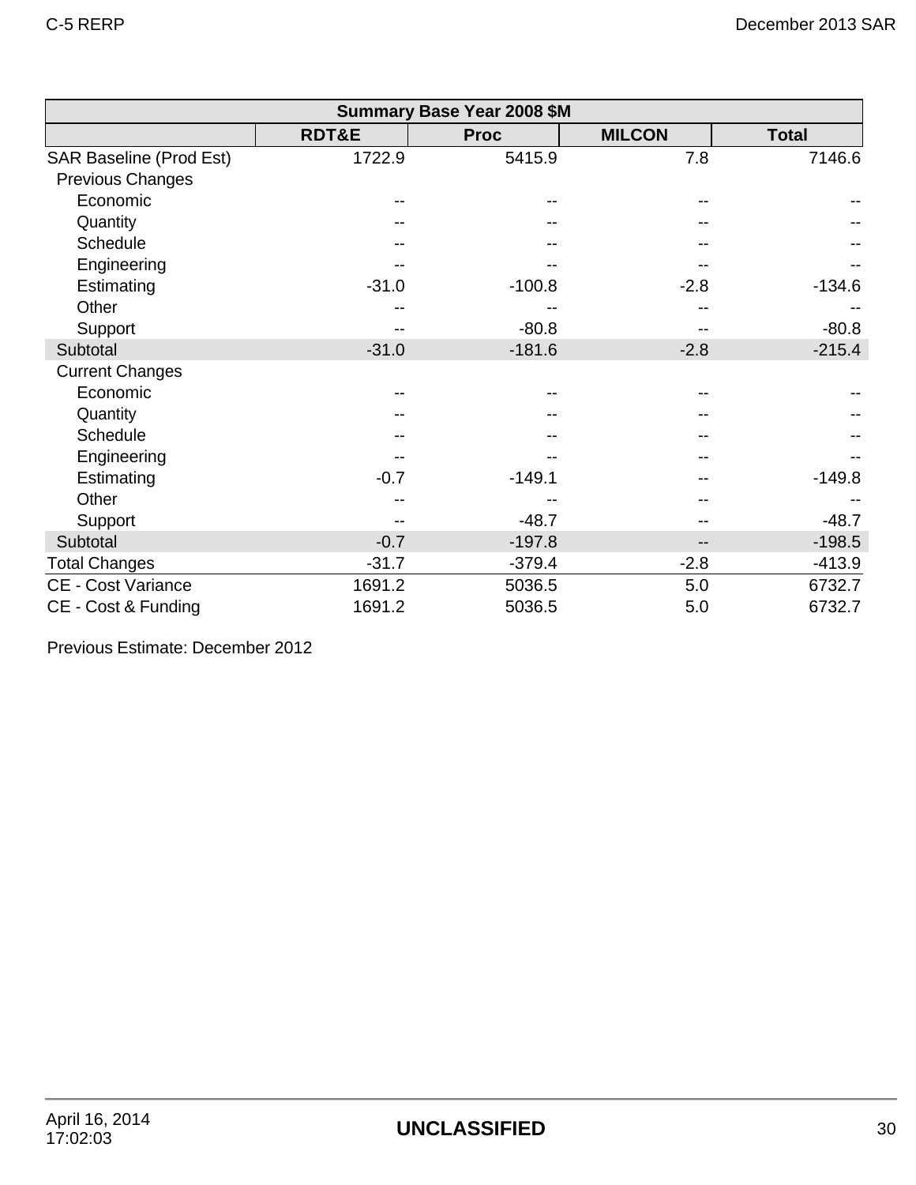| Summary Base Year 2008 $M | | | | |
|---|---|---|---|---|
| | RDT&E | Proc | MILCON | Total |
| SAR Baseline (Prod Est) | 1722.9 | 5415.9 | 7.8 | 7146.6 |
| Previous Changes | | | | |
| Economic | -- | -- | -- | -- |
| Quantity | -- | -- | -- | -- |
| Schedule | -- | -- | -- | -- |
| Engineering | -- | -- | -- | -- |
| Estimating | -31.0 | -100.8 | -2.8 | -134.6 |
| Other | -- | -- | -- | -- |
| Support | -- | -80.8 | -- | -80.8 |
| Subtotal | -31.0 | -181.6 | -2.8 | -215.4 |
| Current Changes | | | | |
| Economic | -- | -- | -- | -- |
| Quantity | -- | -- | -- | -- |
| Schedule | -- | -- | -- | -- |
| Engineering | -- | -- | -- | -- |
| Estimating | -0.7 | -149.1 | -- | -149.8 |
| Other | -- | -- | -- | -- |
| Support | -- | -48.7 | -- | -48.7 |
| Subtotal | -0.7 | -197.8 | -- | -198.5 |
| Total Changes | -31.7 | -379.4 | -2.8 | -413.9 |
| CE - Cost Variance | 1691.2 | 5036.5 | 5.0 | 6732.7 |
| CE - Cost & Funding | 1691.2 | 5036.5 | 5.0 | 6732.7 |

Previous Estimate: December 2012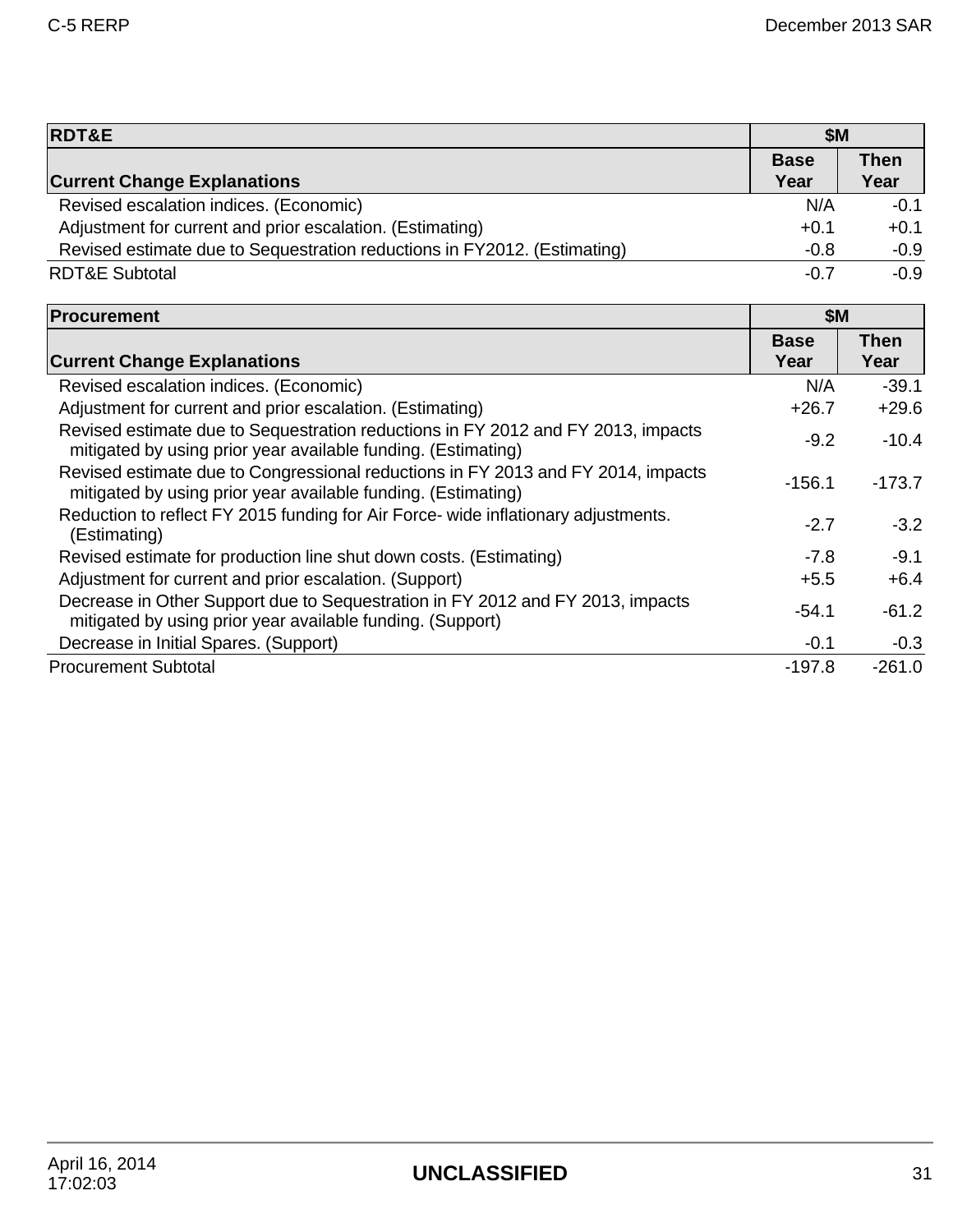| RDT&E | $M | |
|---|---|---|
| **Current Change Explanations** | **Base Year** | **Then Year** |
| Revised escalation indices. (Economic) | N/A | -0.1 |
| Adjustment for current and prior escalation. (Estimating) | +0.1 | +0.1 |
| Revised estimate due to Sequestration reductions in FY2012. (Estimating) | -0.8 | -0.9 |
| RDT&E Subtotal | -0.7 | -0.9 |

| Procurement | $M | |
|---|---|---|
| **Current Change Explanations** | **Base Year** | **Then Year** |
| Revised escalation indices. (Economic) | N/A | -39.1 |
| Adjustment for current and prior escalation. (Estimating) | +26.7 | +29.6 |
| Revised estimate due to Sequestration reductions in FY 2012 and FY 2013, impacts mitigated by using prior year available funding. (Estimating) | -9.2 | -10.4 |
| Revised estimate due to Congressional reductions in FY 2013 and FY 2014, impacts mitigated by using prior year available funding. (Estimating) | -156.1 | -173.7 |
| Reduction to reflect FY 2015 funding for Air Force- wide inflationary adjustments. (Estimating) | -2.7 | -3.2 |
| Revised estimate for production line shut down costs. (Estimating) | -7.8 | -9.1 |
| Adjustment for current and prior escalation. (Support) | +5.5 | +6.4 |
| Decrease in Other Support due to Sequestration in FY 2012 and FY 2013, impacts mitigated by using prior year available funding. (Support) | -54.1 | -61.2 |
| Decrease in Initial Spares. (Support) | -0.1 | -0.3 |
| Procurement Subtotal | -197.8 | -261.0 |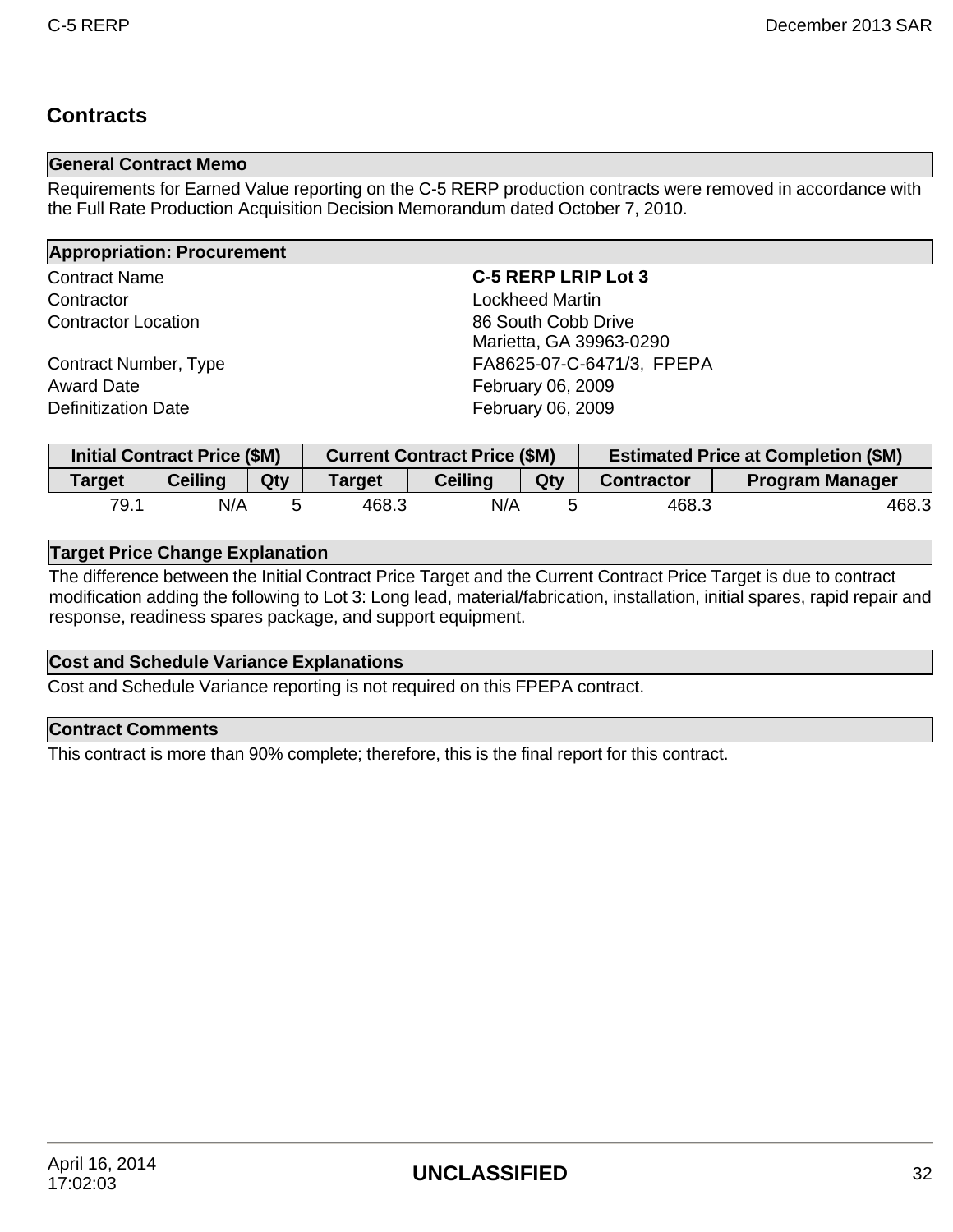## Contracts

**General Contract Memo**

Requirements for Earned Value reporting on the C-5 RERP production contracts were removed in accordance with the Full Rate Production Acquisition Decision Memorandum dated October 7, 2010.

**Appropriation: Procurement**

| | |
|---|---|
| Contract Name | **C-5 RERP LRIP Lot 3** |
| Contractor | Lockheed Martin |
| Contractor Location | 86 South Cobb Drive<br>Marietta, GA 39963-0290 |
| Contract Number, Type | FA8625-07-C-6471/3, FPEPA |
| Award Date | February 06, 2009 |
| Definitization Date | February 06, 2009 |

| Initial Contract Price ($M) | | | Current Contract Price ($M) | | | Estimated Price at Completion ($M) | |
|---|---|---|---|---|---|---|---|
| Target | Ceiling | Qty | Target | Ceiling | Qty | Contractor | Program Manager |
| 79.1 | N/A | 5 | 468.3 | N/A | 5 | 468.3 | 468.3 |

**Target Price Change Explanation**

The difference between the Initial Contract Price Target and the Current Contract Price Target is due to contract modification adding the following to Lot 3: Long lead, material/fabrication, installation, initial spares, rapid repair and response, readiness spares package, and support equipment.

**Cost and Schedule Variance Explanations**

Cost and Schedule Variance reporting is not required on this FPEPA contract.

**Contract Comments**

This contract is more than 90% complete; therefore, this is the final report for this contract.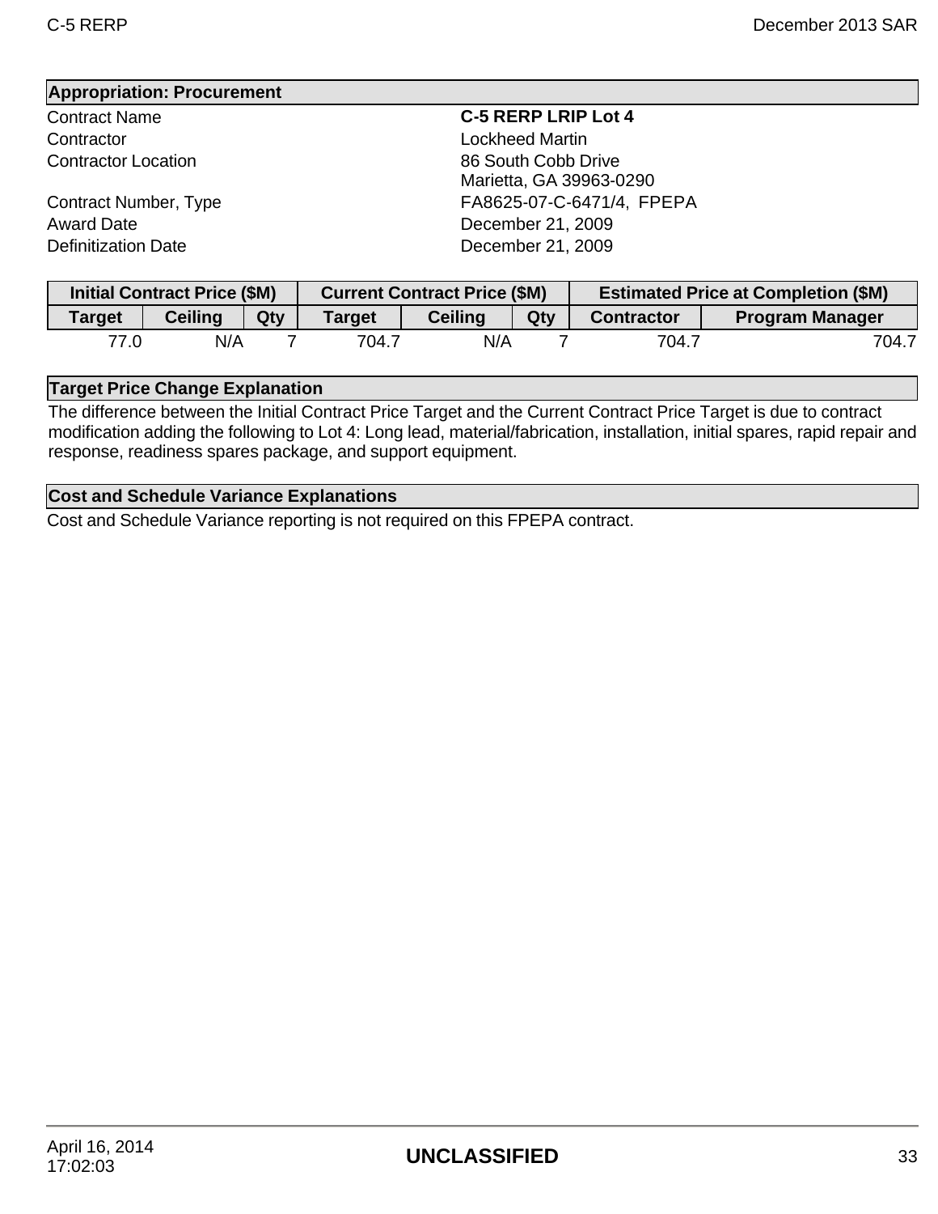## Appropriation: Procurement

| | |
|---|---|
| Contract Name | **C-5 RERP LRIP Lot 4** |
| Contractor | Lockheed Martin |
| Contractor Location | 86 South Cobb Drive<br>Marietta, GA 39963-0290 |
| Contract Number, Type | FA8625-07-C-6471/4, FPEPA |
| Award Date | December 21, 2009 |
| Definitization Date | December 21, 2009 |

| Initial Contract Price ($M) | | | Current Contract Price ($M) | | | Estimated Price at Completion ($M) | |
|---|---|---|---|---|---|---|---|
| Target | Ceiling | Qty | Target | Ceiling | Qty | Contractor | Program Manager |
| 77.0 | N/A | 7 | 704.7 | N/A | 7 | 704.7 | 704.7 |

## Target Price Change Explanation

The difference between the Initial Contract Price Target and the Current Contract Price Target is due to contract modification adding the following to Lot 4: Long lead, material/fabrication, installation, initial spares, rapid repair and response, readiness spares package, and support equipment.

## Cost and Schedule Variance Explanations

Cost and Schedule Variance reporting is not required on this FPEPA contract.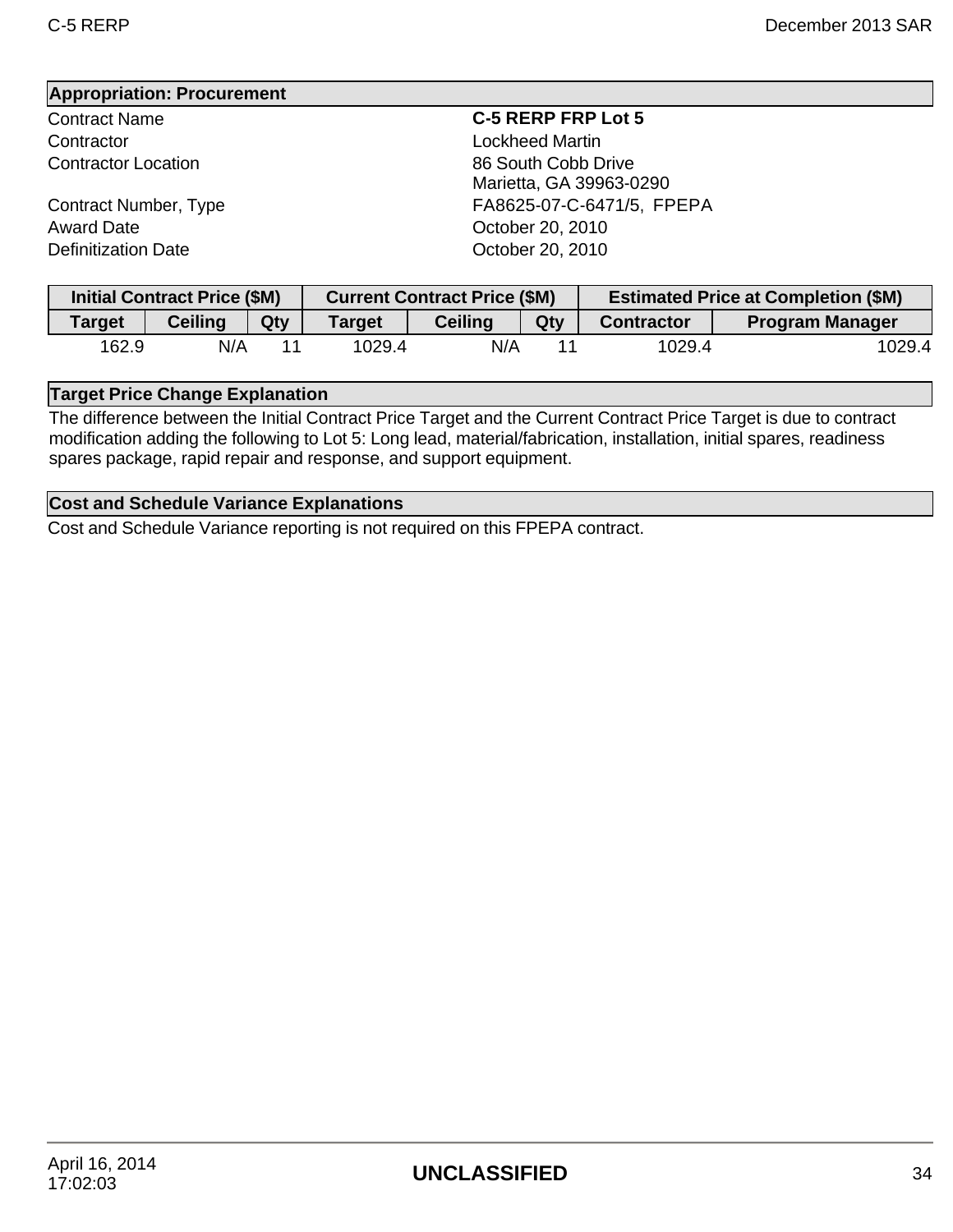## Appropriation: Procurement

| | |
|---|---|
| Contract Name | **C-5 RERP FRP Lot 5** |
| Contractor | Lockheed Martin |
| Contractor Location | 86 South Cobb Drive<br>Marietta, GA 39963-0290 |
| Contract Number, Type | FA8625-07-C-6471/5, FPEPA |
| Award Date | October 20, 2010 |
| Definitization Date | October 20, 2010 |

| Initial Contract Price ($M) | | | Current Contract Price ($M) | | | Estimated Price at Completion ($M) | |
|---|---|---|---|---|---|---|---|
| Target | Ceiling | Qty | Target | Ceiling | Qty | Contractor | Program Manager |
| 162.9 | N/A | 11 | 1029.4 | N/A | 11 | 1029.4 | 1029.4 |

## Target Price Change Explanation

The difference between the Initial Contract Price Target and the Current Contract Price Target is due to contract modification adding the following to Lot 5: Long lead, material/fabrication, installation, initial spares, readiness spares package, rapid repair and response, and support equipment.

## Cost and Schedule Variance Explanations

Cost and Schedule Variance reporting is not required on this FPEPA contract.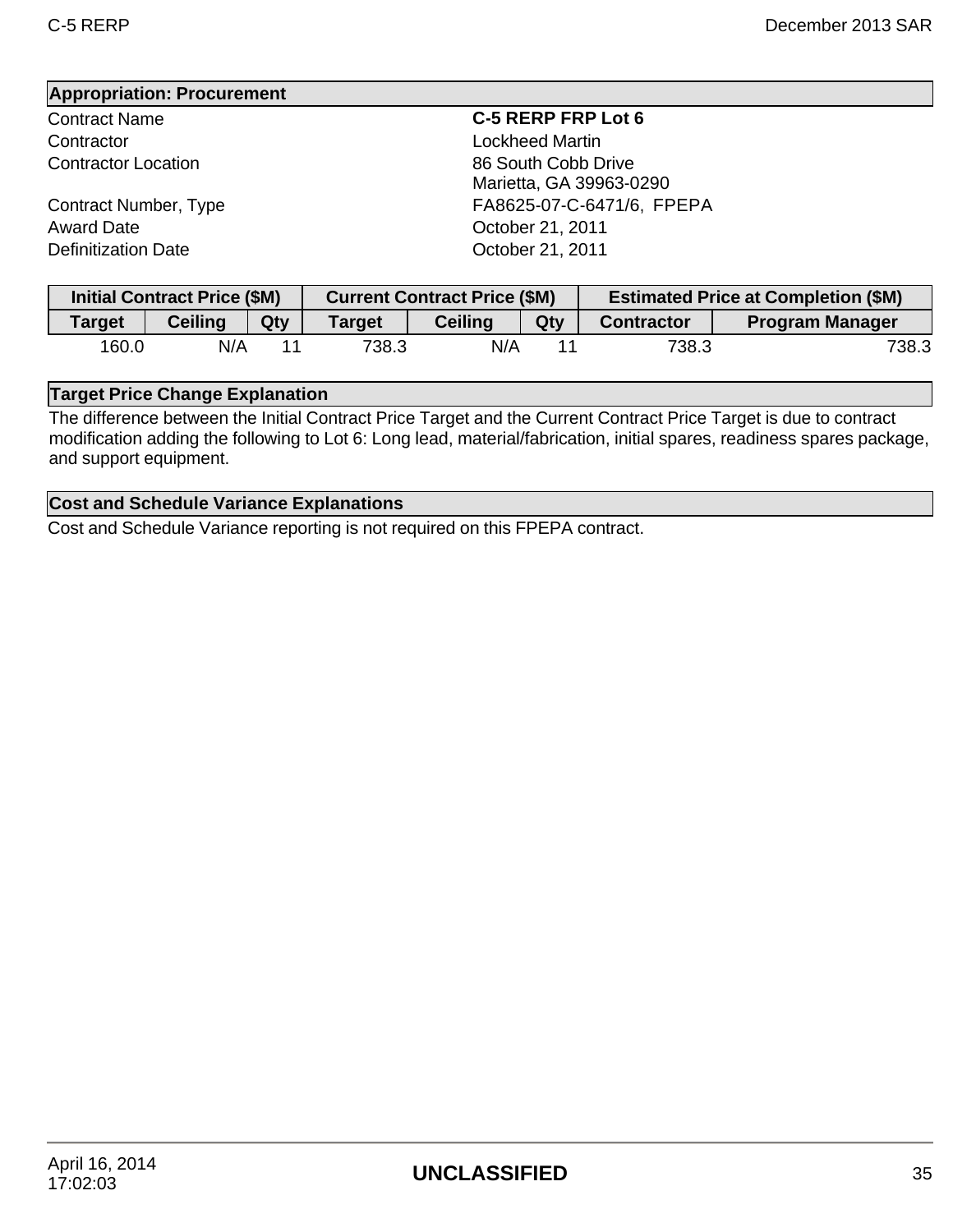## Appropriation: Procurement

| | |
|---|---|
| Contract Name | **C-5 RERP FRP Lot 6** |
| Contractor | Lockheed Martin |
| Contractor Location | 86 South Cobb Drive<br>Marietta, GA 39963-0290 |
| Contract Number, Type | FA8625-07-C-6471/6, FPEPA |
| Award Date | October 21, 2011 |
| Definitization Date | October 21, 2011 |

| Initial Contract Price ($M) | | | Current Contract Price ($M) | | | Estimated Price at Completion ($M) | |
|---|---|---|---|---|---|---|---|
| Target | Ceiling | Qty | Target | Ceiling | Qty | Contractor | Program Manager |
| 160.0 | N/A | 11 | 738.3 | N/A | 11 | 738.3 | 738.3 |

## Target Price Change Explanation

The difference between the Initial Contract Price Target and the Current Contract Price Target is due to contract modification adding the following to Lot 6: Long lead, material/fabrication, initial spares, readiness spares package, and support equipment.

## Cost and Schedule Variance Explanations

Cost and Schedule Variance reporting is not required on this FPEPA contract.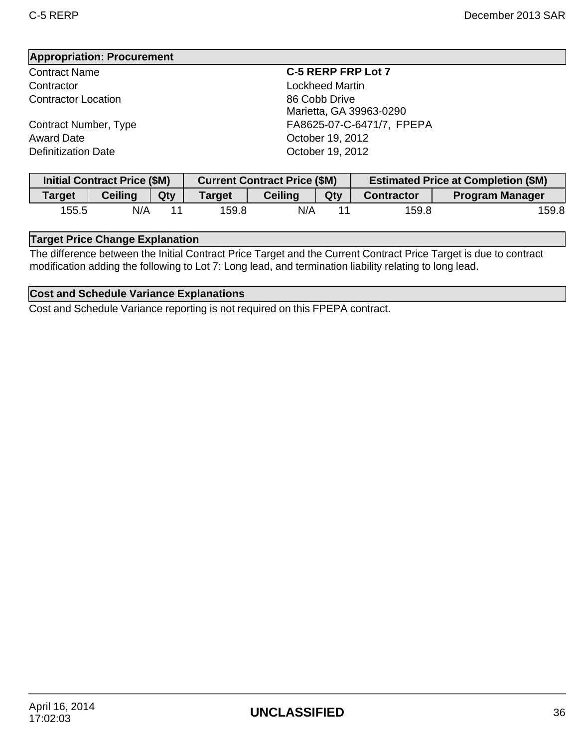## Appropriation: Procurement

| | |
|---|---|
| Contract Name | **C-5 RERP FRP Lot 7** |
| Contractor | Lockheed Martin |
| Contractor Location | 86 Cobb Drive<br>Marietta, GA 39963-0290 |
| Contract Number, Type | FA8625-07-C-6471/7, FPEPA |
| Award Date | October 19, 2012 |
| Definitization Date | October 19, 2012 |

| Initial Contract Price ($M) | | | Current Contract Price ($M) | | | Estimated Price at Completion ($M) | |
|---|---|---|---|---|---|---|---|
| Target | Ceiling | Qty | Target | Ceiling | Qty | Contractor | Program Manager |
| 155.5 | N/A | 11 | 159.8 | N/A | 11 | 159.8 | 159.8 |

### Target Price Change Explanation

The difference between the Initial Contract Price Target and the Current Contract Price Target is due to contract modification adding the following to Lot 7: Long lead, and termination liability relating to long lead.

### Cost and Schedule Variance Explanations

Cost and Schedule Variance reporting is not required on this FPEPA contract.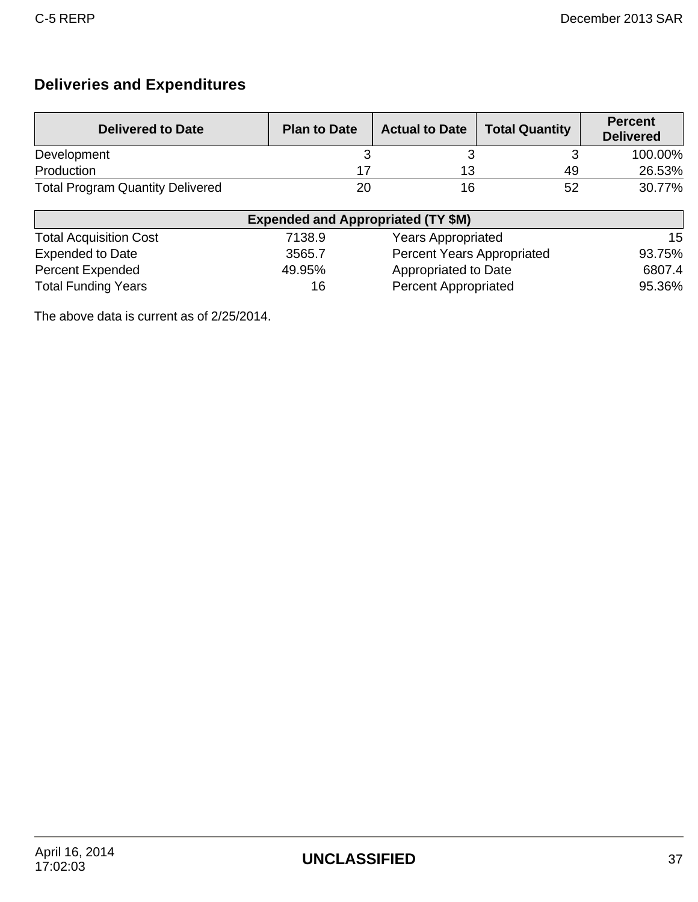## Deliveries and Expenditures

| Delivered to Date | Plan to Date | Actual to Date | Total Quantity | Percent Delivered |
|---|---|---|---|---|
| Development | 3 | 3 | 3 | 100.00% |
| Production | 17 | 13 | 49 | 26.53% |
| Total Program Quantity Delivered | 20 | 16 | 52 | 30.77% |

| Expended and Appropriated (TY $M) | | | |
|---|---|---|---|
| Total Acquisition Cost | 7138.9 | Years Appropriated | 15 |
| Expended to Date | 3565.7 | Percent Years Appropriated | 93.75% |
| Percent Expended | 49.95% | Appropriated to Date | 6807.4 |
| Total Funding Years | 16 | Percent Appropriated | 95.36% |

The above data is current as of 2/25/2014.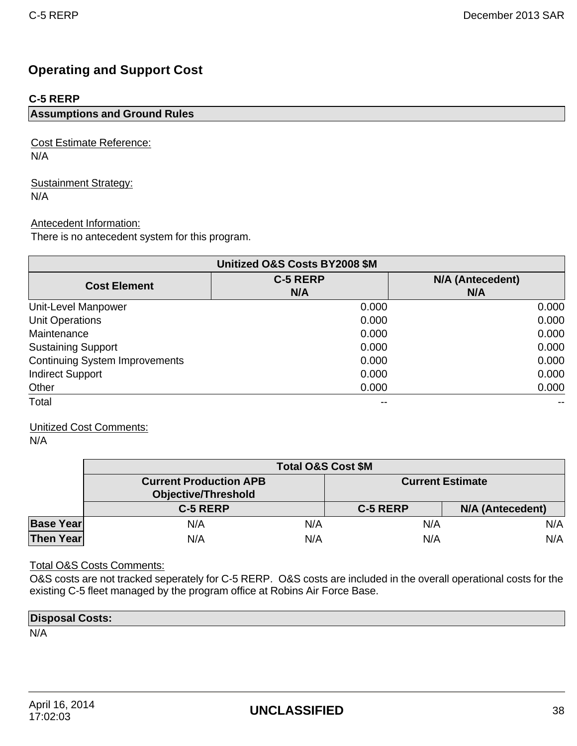## Operating and Support Cost

**C-5 RERP**

**Assumptions and Ground Rules**

Cost Estimate Reference:
N/A

Sustainment Strategy:
N/A

Antecedent Information:
There is no antecedent system for this program.

| Unitized O&S Costs BY2008 $M | | |
|---|---|---|
| **Cost Element** | **C-5 RERP N/A** | **N/A (Antecedent) N/A** |
| Unit-Level Manpower | 0.000 | 0.000 |
| Unit Operations | 0.000 | 0.000 |
| Maintenance | 0.000 | 0.000 |
| Sustaining Support | 0.000 | 0.000 |
| Continuing System Improvements | 0.000 | 0.000 |
| Indirect Support | 0.000 | 0.000 |
| Other | 0.000 | 0.000 |
| Total | -- | -- |

Unitized Cost Comments:
N/A

| | Total O&S Cost $M | | | |
|---|---|---|---|---|
| | **Current Production APB Objective/Threshold** | | **Current Estimate** | |
| | **C-5 RERP** | | **C-5 RERP** | **N/A (Antecedent)** |
| **Base Year** | N/A | N/A | N/A | N/A |
| **Then Year** | N/A | N/A | N/A | N/A |

Total O&S Costs Comments:
O&S costs are not tracked seperately for C-5 RERP. O&S costs are included in the overall operational costs for the existing C-5 fleet managed by the program office at Robins Air Force Base.

**Disposal Costs:**

N/A